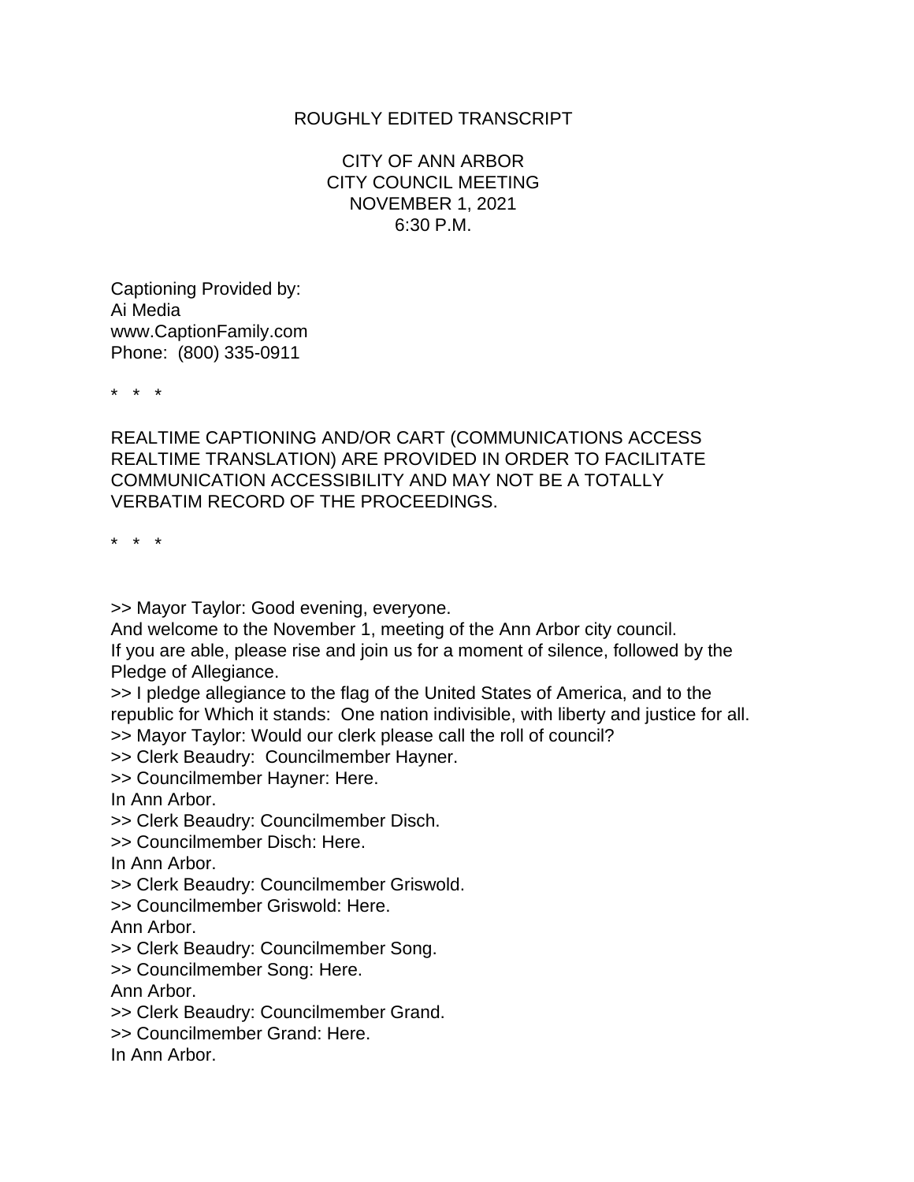ROUGHLY EDITED TRANSCRIPT

CITY OF ANN ARBOR
CITY COUNCIL MEETING
NOVEMBER 1, 2021
6:30 P.M.

Captioning Provided by:
Ai Media
www.CaptionFamily.com
Phone: (800) 335-0911

\*   \*   \*

REALTIME CAPTIONING AND/OR CART (COMMUNICATIONS ACCESS REALTIME TRANSLATION) ARE PROVIDED IN ORDER TO FACILITATE COMMUNICATION ACCESSIBILITY AND MAY NOT BE A TOTALLY VERBATIM RECORD OF THE PROCEEDINGS.

\*   \*   \*

>> Mayor Taylor: Good evening, everyone.
And welcome to the November 1, meeting of the Ann Arbor city council.
If you are able, please rise and join us for a moment of silence, followed by the Pledge of Allegiance.
>> I pledge allegiance to the flag of the United States of America, and to the republic for Which it stands: One nation indivisible, with liberty and justice for all.
>> Mayor Taylor: Would our clerk please call the roll of council?
>> Clerk Beaudry: Councilmember Hayner.
>> Councilmember Hayner: Here.
In Ann Arbor.
>> Clerk Beaudry: Councilmember Disch.
>> Councilmember Disch: Here.
In Ann Arbor.
>> Clerk Beaudry: Councilmember Griswold.
>> Councilmember Griswold: Here.
Ann Arbor.
>> Clerk Beaudry: Councilmember Song.
>> Councilmember Song: Here.
Ann Arbor.
>> Clerk Beaudry: Councilmember Grand.
>> Councilmember Grand: Here.
In Ann Arbor.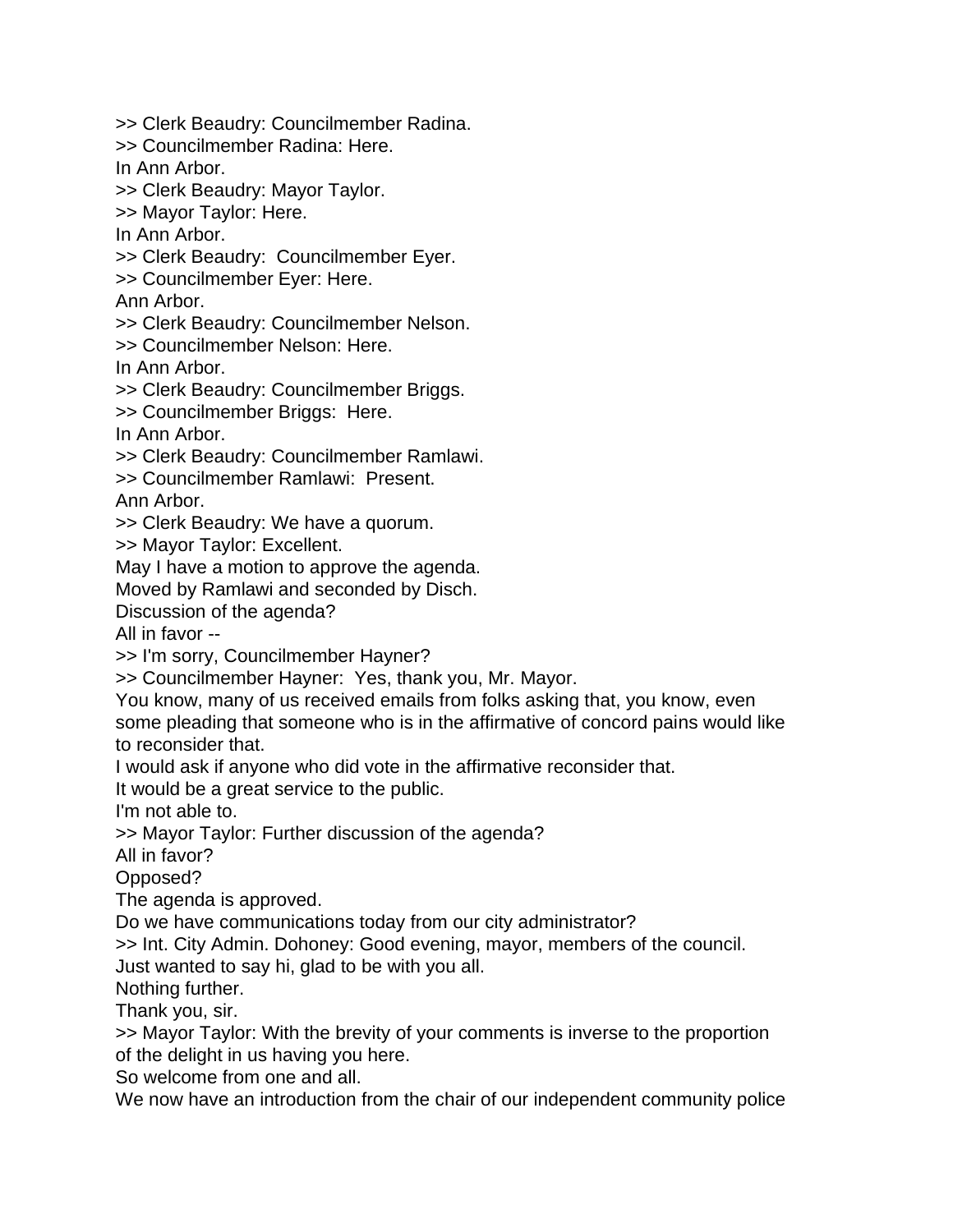>> Clerk Beaudry: Councilmember Radina.
>> Councilmember Radina: Here.
In Ann Arbor.
>> Clerk Beaudry: Mayor Taylor.
>> Mayor Taylor: Here.
In Ann Arbor.
>> Clerk Beaudry:  Councilmember Eyer.
>> Councilmember Eyer: Here.
Ann Arbor.
>> Clerk Beaudry: Councilmember Nelson.
>> Councilmember Nelson: Here.
In Ann Arbor.
>> Clerk Beaudry: Councilmember Briggs.
>> Councilmember Briggs:  Here.
In Ann Arbor.
>> Clerk Beaudry: Councilmember Ramlawi.
>> Councilmember Ramlawi:  Present.
Ann Arbor.
>> Clerk Beaudry: We have a quorum.
>> Mayor Taylor: Excellent.
May I have a motion to approve the agenda.
Moved by Ramlawi and seconded by Disch.
Discussion of the agenda?
All in favor --
>> I'm sorry, Councilmember Hayner?
>> Councilmember Hayner:  Yes, thank you, Mr. Mayor.
You know, many of us received emails from folks asking that, you know, even some pleading that someone who is in the affirmative of concord pains would like to reconsider that.
I would ask if anyone who did vote in the affirmative reconsider that.
It would be a great service to the public.
I'm not able to.
>> Mayor Taylor: Further discussion of the agenda?
All in favor?
Opposed?
The agenda is approved.
Do we have communications today from our city administrator?
>> Int. City Admin. Dohoney: Good evening, mayor, members of the council.
Just wanted to say hi, glad to be with you all.
Nothing further.
Thank you, sir.
>> Mayor Taylor: With the brevity of your comments is inverse to the proportion of the delight in us having you here.
So welcome from one and all.
We now have an introduction from the chair of our independent community police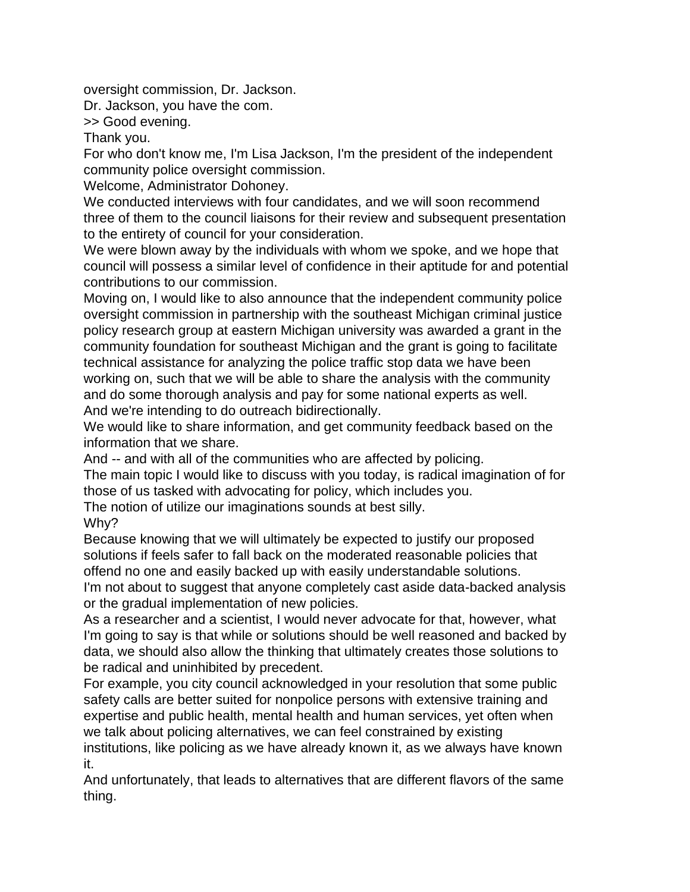oversight commission, Dr. Jackson.

Dr. Jackson, you have the com.

>> Good evening.

Thank you.

For who don't know me, I'm Lisa Jackson, I'm the president of the independent community police oversight commission.

Welcome, Administrator Dohoney.

We conducted interviews with four candidates, and we will soon recommend three of them to the council liaisons for their review and subsequent presentation to the entirety of council for your consideration.

We were blown away by the individuals with whom we spoke, and we hope that council will possess a similar level of confidence in their aptitude for and potential contributions to our commission.

Moving on, I would like to also announce that the independent community police oversight commission in partnership with the southeast Michigan criminal justice policy research group at eastern Michigan university was awarded a grant in the community foundation for southeast Michigan and the grant is going to facilitate technical assistance for analyzing the police traffic stop data we have been working on, such that we will be able to share the analysis with the community and do some thorough analysis and pay for some national experts as well.

And we're intending to do outreach bidirectionally.

We would like to share information, and get community feedback based on the information that we share.

And -- and with all of the communities who are affected by policing.

The main topic I would like to discuss with you today, is radical imagination of for those of us tasked with advocating for policy, which includes you.

The notion of utilize our imaginations sounds at best silly.

Why?

Because knowing that we will ultimately be expected to justify our proposed solutions if feels safer to fall back on the moderated reasonable policies that offend no one and easily backed up with easily understandable solutions.

I'm not about to suggest that anyone completely cast aside data-backed analysis or the gradual implementation of new policies.

As a researcher and a scientist, I would never advocate for that, however, what I'm going to say is that while or solutions should be well reasoned and backed by data, we should also allow the thinking that ultimately creates those solutions to be radical and uninhibited by precedent.

For example, you city council acknowledged in your resolution that some public safety calls are better suited for nonpolice persons with extensive training and expertise and public health, mental health and human services, yet often when we talk about policing alternatives, we can feel constrained by existing institutions, like policing as we have already known it, as we always have known it.

And unfortunately, that leads to alternatives that are different flavors of the same thing.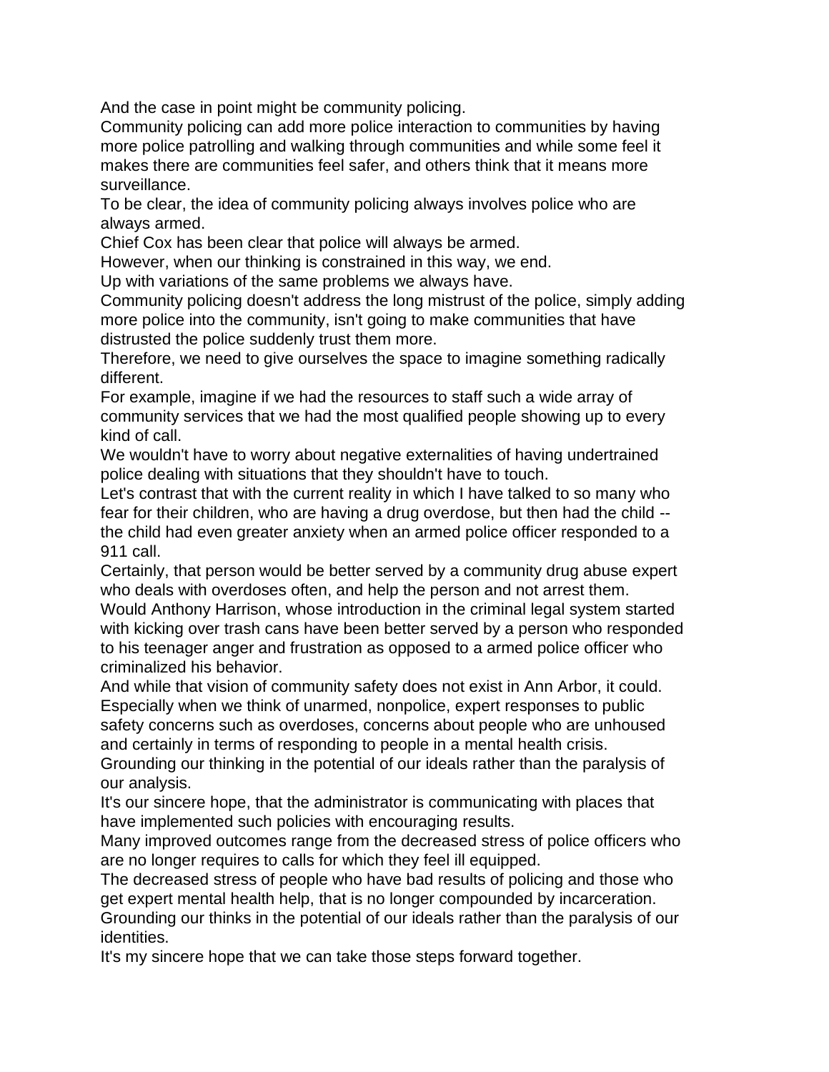And the case in point might be community policing.
Community policing can add more police interaction to communities by having more police patrolling and walking through communities and while some feel it makes there are communities feel safer, and others think that it means more surveillance.
To be clear, the idea of community policing always involves police who are always armed.
Chief Cox has been clear that police will always be armed.
However, when our thinking is constrained in this way, we end.
Up with variations of the same problems we always have.
Community policing doesn't address the long mistrust of the police, simply adding more police into the community, isn't going to make communities that have distrusted the police suddenly trust them more.
Therefore, we need to give ourselves the space to imagine something radically different.
For example, imagine if we had the resources to staff such a wide array of community services that we had the most qualified people showing up to every kind of call.
We wouldn't have to worry about negative externalities of having undertrained police dealing with situations that they shouldn't have to touch.
Let's contrast that with the current reality in which I have talked to so many who fear for their children, who are having a drug overdose, but then had the child -- the child had even greater anxiety when an armed police officer responded to a 911 call.
Certainly, that person would be better served by a community drug abuse expert who deals with overdoses often, and help the person and not arrest them.
Would Anthony Harrison, whose introduction in the criminal legal system started with kicking over trash cans have been better served by a person who responded to his teenager anger and frustration as opposed to a armed police officer who criminalized his behavior.
And while that vision of community safety does not exist in Ann Arbor, it could.
Especially when we think of unarmed, nonpolice, expert responses to public safety concerns such as overdoses, concerns about people who are unhoused and certainly in terms of responding to people in a mental health crisis.
Grounding our thinking in the potential of our ideals rather than the paralysis of our analysis.
It's our sincere hope, that the administrator is communicating with places that have implemented such policies with encouraging results.
Many improved outcomes range from the decreased stress of police officers who are no longer requires to calls for which they feel ill equipped.
The decreased stress of people who have bad results of policing and those who get expert mental health help, that is no longer compounded by incarceration.
Grounding our thinks in the potential of our ideals rather than the paralysis of our identities.
It's my sincere hope that we can take those steps forward together.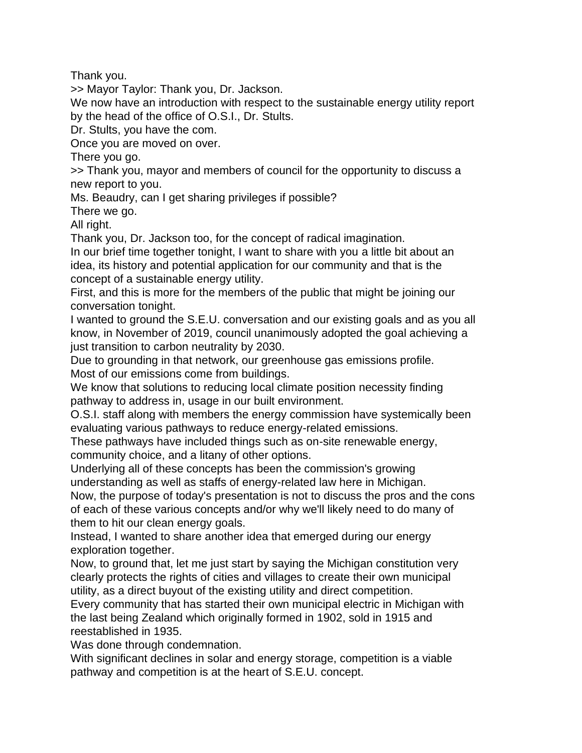Thank you.

>> Mayor Taylor: Thank you, Dr. Jackson.

We now have an introduction with respect to the sustainable energy utility report by the head of the office of O.S.I., Dr. Stults.

Dr. Stults, you have the com.

Once you are moved on over.

There you go.

>> Thank you, mayor and members of council for the opportunity to discuss a new report to you.

Ms. Beaudry, can I get sharing privileges if possible?

There we go.

All right.

Thank you, Dr. Jackson too, for the concept of radical imagination.

In our brief time together tonight, I want to share with you a little bit about an idea, its history and potential application for our community and that is the concept of a sustainable energy utility.

First, and this is more for the members of the public that might be joining our conversation tonight.

I wanted to ground the S.E.U. conversation and our existing goals and as you all know, in November of 2019, council unanimously adopted the goal achieving a just transition to carbon neutrality by 2030.

Due to grounding in that network, our greenhouse gas emissions profile.

Most of our emissions come from buildings.

We know that solutions to reducing local climate position necessity finding pathway to address in, usage in our built environment.

O.S.I. staff along with members the energy commission have systemically been evaluating various pathways to reduce energy-related emissions.

These pathways have included things such as on-site renewable energy, community choice, and a litany of other options.

Underlying all of these concepts has been the commission's growing understanding as well as staffs of energy-related law here in Michigan.

Now, the purpose of today's presentation is not to discuss the pros and the cons of each of these various concepts and/or why we'll likely need to do many of them to hit our clean energy goals.

Instead, I wanted to share another idea that emerged during our energy exploration together.

Now, to ground that, let me just start by saying the Michigan constitution very clearly protects the rights of cities and villages to create their own municipal utility, as a direct buyout of the existing utility and direct competition.

Every community that has started their own municipal electric in Michigan with the last being Zealand which originally formed in 1902, sold in 1915 and reestablished in 1935.

Was done through condemnation.

With significant declines in solar and energy storage, competition is a viable pathway and competition is at the heart of S.E.U. concept.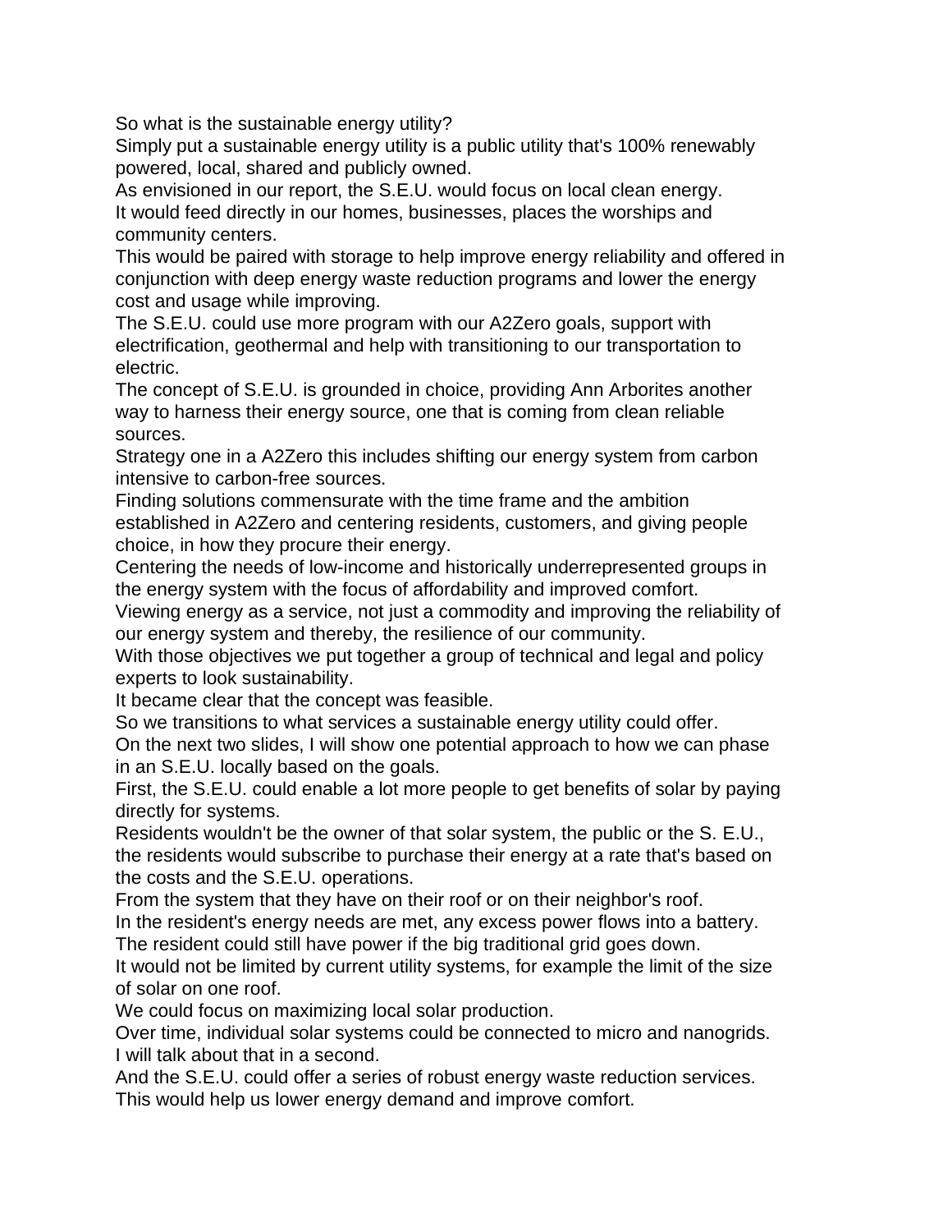So what is the sustainable energy utility?
Simply put a sustainable energy utility is a public utility that's 100% renewably powered, local, shared and publicly owned.
As envisioned in our report, the S.E.U. would focus on local clean energy.
It would feed directly in our homes, businesses, places the worships and community centers.
This would be paired with storage to help improve energy reliability and offered in conjunction with deep energy waste reduction programs and lower the energy cost and usage while improving.
The S.E.U. could use more program with our A2Zero goals, support with electrification, geothermal and help with transitioning to our transportation to electric.
The concept of S.E.U. is grounded in choice, providing Ann Arborites another way to harness their energy source, one that is coming from clean reliable sources.
Strategy one in a A2Zero this includes shifting our energy system from carbon intensive to carbon-free sources.
Finding solutions commensurate with the time frame and the ambition established in A2Zero and centering residents, customers, and giving people choice, in how they procure their energy.
Centering the needs of low-income and historically underrepresented groups in the energy system with the focus of affordability and improved comfort.
Viewing energy as a service, not just a commodity and improving the reliability of our energy system and thereby, the resilience of our community.
With those objectives we put together a group of technical and legal and policy experts to look sustainability.
It became clear that the concept was feasible.
So we transitions to what services a sustainable energy utility could offer.
On the next two slides, I will show one potential approach to how we can phase in an S.E.U. locally based on the goals.
First, the S.E.U. could enable a lot more people to get benefits of solar by paying directly for systems.
Residents wouldn't be the owner of that solar system, the public or the S. E.U., the residents would subscribe to purchase their energy at a rate that's based on the costs and the S.E.U. operations.
From the system that they have on their roof or on their neighbor's roof.
In the resident's energy needs are met, any excess power flows into a battery.
The resident could still have power if the big traditional grid goes down.
It would not be limited by current utility systems, for example the limit of the size of solar on one roof.
We could focus on maximizing local solar production.
Over time, individual solar systems could be connected to micro and nanogrids.
I will talk about that in a second.
And the S.E.U. could offer a series of robust energy waste reduction services.
This would help us lower energy demand and improve comfort.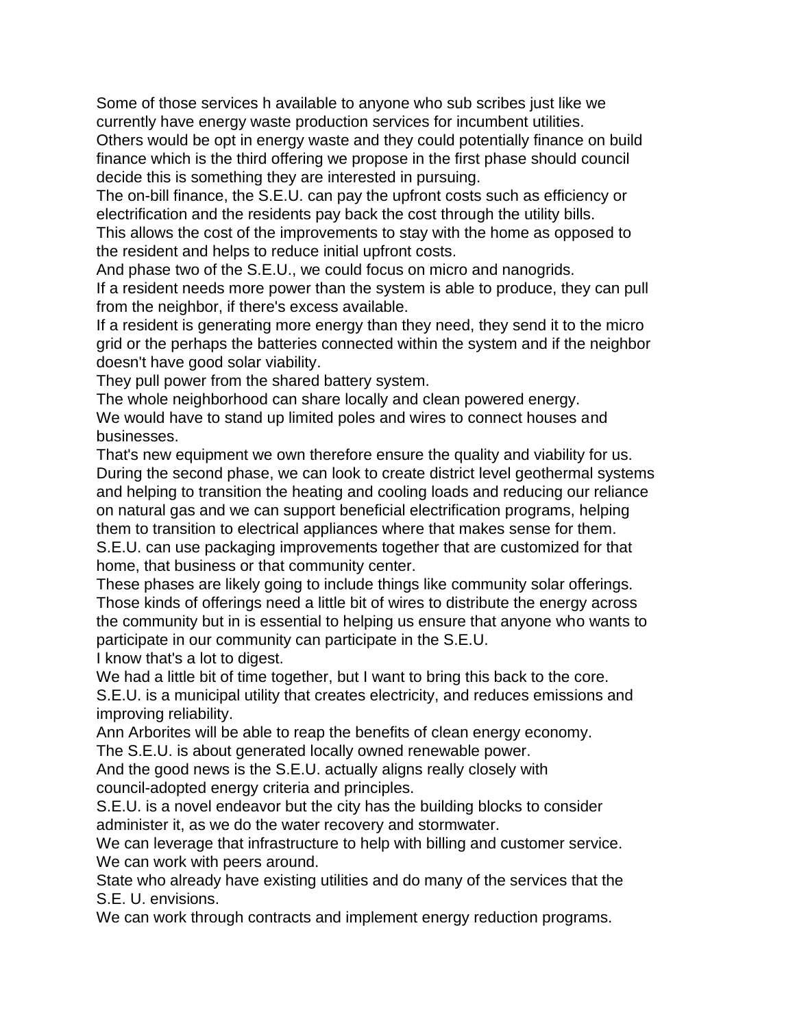Some of those services h available to anyone who sub scribes just like we currently have energy waste production services for incumbent utilities.
Others would be opt in energy waste and they could potentially finance on build finance which is the third offering we propose in the first phase should council decide this is something they are interested in pursuing.
The on-bill finance, the S.E.U. can pay the upfront costs such as efficiency or electrification and the residents pay back the cost through the utility bills.
This allows the cost of the improvements to stay with the home as opposed to the resident and helps to reduce initial upfront costs.
And phase two of the S.E.U., we could focus on micro and nanogrids.
If a resident needs more power than the system is able to produce, they can pull from the neighbor, if there's excess available.
If a resident is generating more energy than they need, they send it to the micro grid or the perhaps the batteries connected within the system and if the neighbor doesn't have good solar viability.
They pull power from the shared battery system.
The whole neighborhood can share locally and clean powered energy.
We would have to stand up limited poles and wires to connect houses and businesses.
That's new equipment we own therefore ensure the quality and viability for us.
During the second phase, we can look to create district level geothermal systems and helping to transition the heating and cooling loads and reducing our reliance on natural gas and we can support beneficial electrification programs, helping them to transition to electrical appliances where that makes sense for them.
S.E.U. can use packaging improvements together that are customized for that home, that business or that community center.
These phases are likely going to include things like community solar offerings.
Those kinds of offerings need a little bit of wires to distribute the energy across the community but in is essential to helping us ensure that anyone who wants to participate in our community can participate in the S.E.U.
I know that's a lot to digest.
We had a little bit of time together, but I want to bring this back to the core.
S.E.U. is a municipal utility that creates electricity, and reduces emissions and improving reliability.
Ann Arborites will be able to reap the benefits of clean energy economy.
The S.E.U. is about generated locally owned renewable power.
And the good news is the S.E.U. actually aligns really closely with council-adopted energy criteria and principles.
S.E.U. is a novel endeavor but the city has the building blocks to consider administer it, as we do the water recovery and stormwater.
We can leverage that infrastructure to help with billing and customer service.
We can work with peers around.
State who already have existing utilities and do many of the services that the S.E. U. envisions.
We can work through contracts and implement energy reduction programs.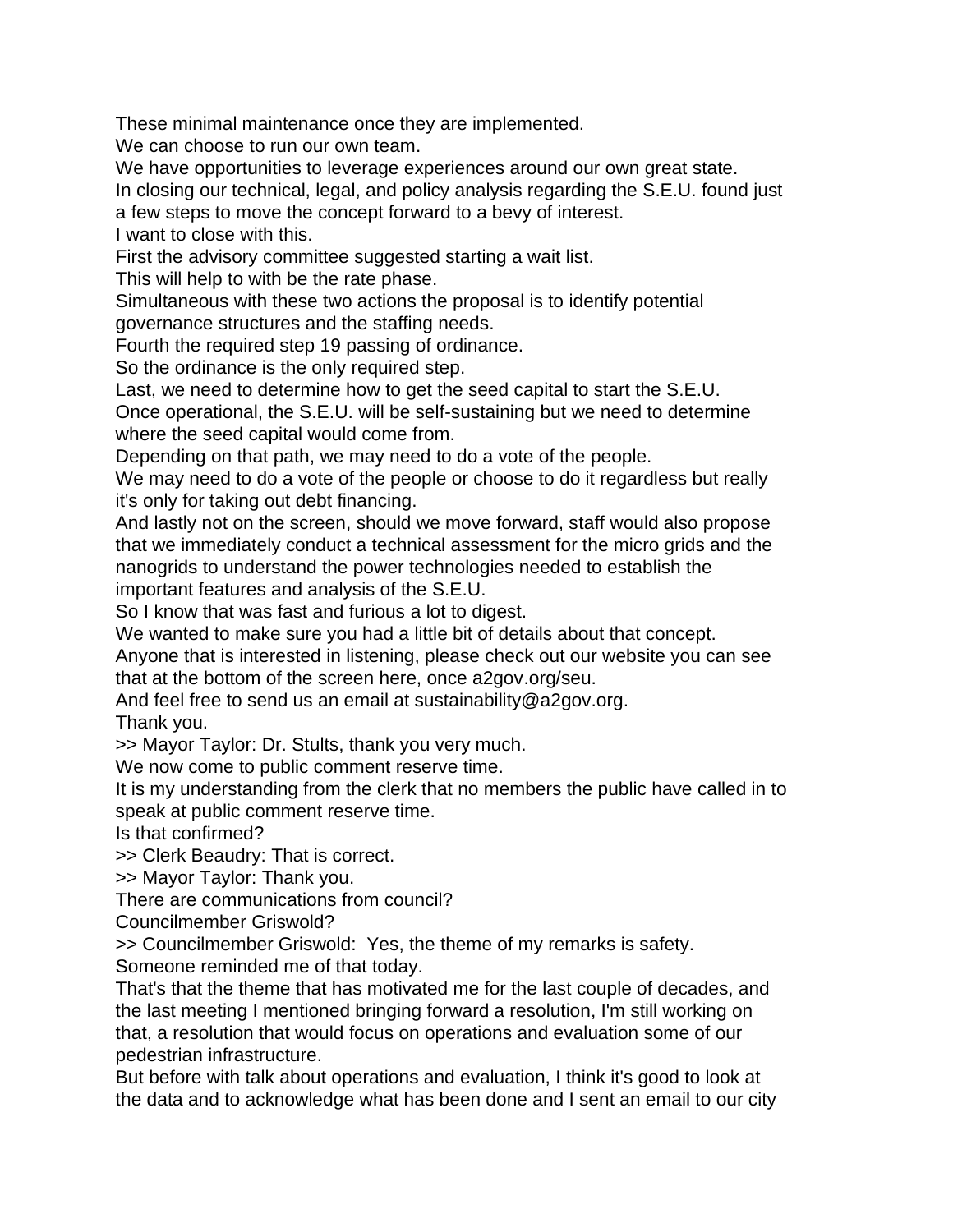These minimal maintenance once they are implemented.
We can choose to run our own team.
We have opportunities to leverage experiences around our own great state.
In closing our technical, legal, and policy analysis regarding the S.E.U. found just a few steps to move the concept forward to a bevy of interest.
I want to close with this.
First the advisory committee suggested starting a wait list.
This will help to with be the rate phase.
Simultaneous with these two actions the proposal is to identify potential governance structures and the staffing needs.
Fourth the required step 19 passing of ordinance.
So the ordinance is the only required step.
Last, we need to determine how to get the seed capital to start the S.E.U.
Once operational, the S.E.U. will be self-sustaining but we need to determine where the seed capital would come from.
Depending on that path, we may need to do a vote of the people.
We may need to do a vote of the people or choose to do it regardless but really it's only for taking out debt financing.
And lastly not on the screen, should we move forward, staff would also propose that we immediately conduct a technical assessment for the micro grids and the nanogrids to understand the power technologies needed to establish the important features and analysis of the S.E.U.
So I know that was fast and furious a lot to digest.
We wanted to make sure you had a little bit of details about that concept.
Anyone that is interested in listening, please check out our website you can see that at the bottom of the screen here, once a2gov.org/seu.
And feel free to send us an email at sustainability@a2gov.org.
Thank you.
>> Mayor Taylor: Dr. Stults, thank you very much.
We now come to public comment reserve time.
It is my understanding from the clerk that no members the public have called in to speak at public comment reserve time.
Is that confirmed?
>> Clerk Beaudry: That is correct.
>> Mayor Taylor: Thank you.
There are communications from council?
Councilmember Griswold?
>> Councilmember Griswold: Yes, the theme of my remarks is safety.
Someone reminded me of that today.
That's that the theme that has motivated me for the last couple of decades, and the last meeting I mentioned bringing forward a resolution, I'm still working on that, a resolution that would focus on operations and evaluation some of our pedestrian infrastructure.
But before with talk about operations and evaluation, I think it's good to look at the data and to acknowledge what has been done and I sent an email to our city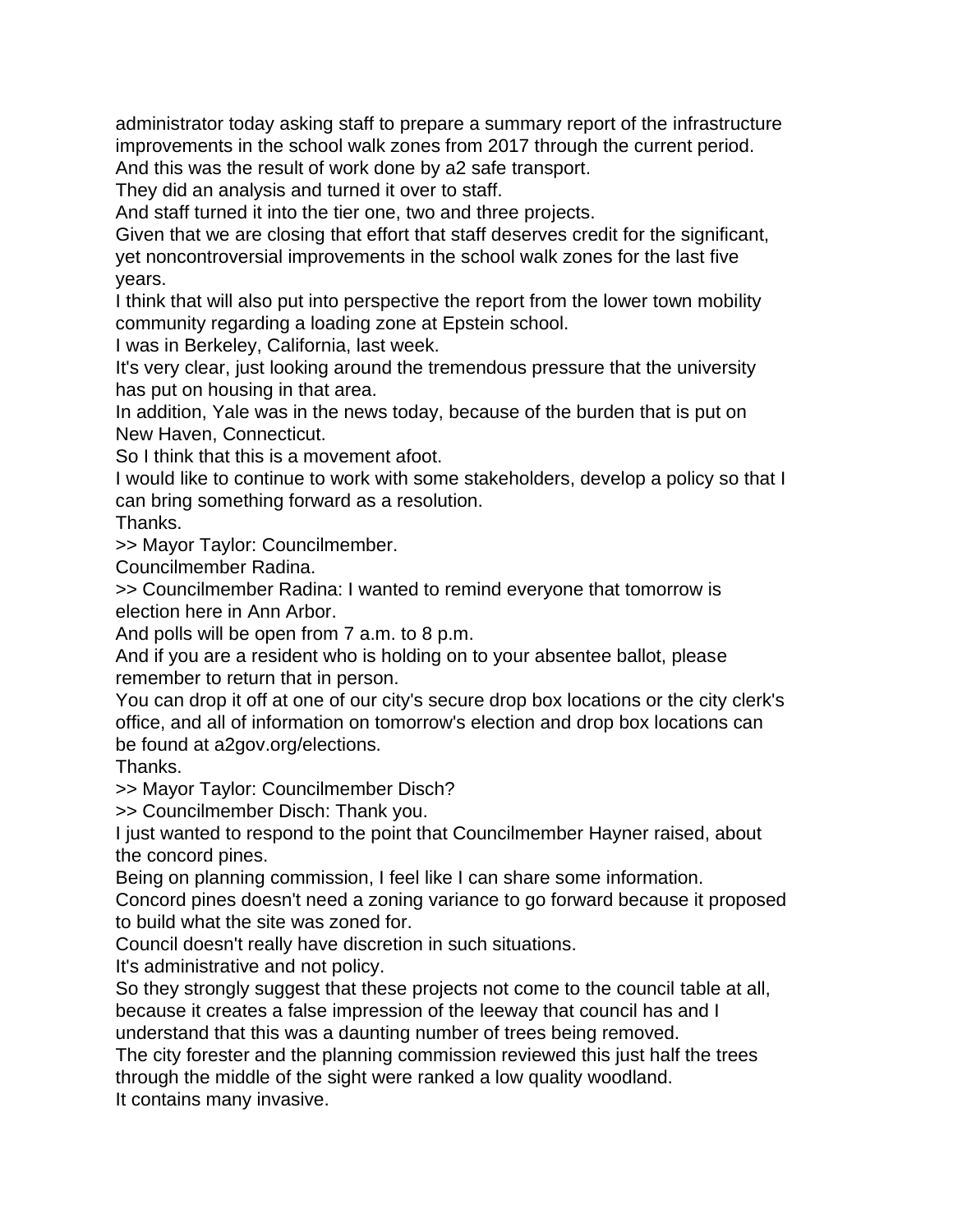administrator today asking staff to prepare a summary report of the infrastructure improvements in the school walk zones from 2017 through the current period.
And this was the result of work done by a2 safe transport.
They did an analysis and turned it over to staff.
And staff turned it into the tier one, two and three projects.
Given that we are closing that effort that staff deserves credit for the significant, yet noncontroversial improvements in the school walk zones for the last five years.
I think that will also put into perspective the report from the lower town mobility community regarding a loading zone at Epstein school.
I was in Berkeley, California, last week.
It's very clear, just looking around the tremendous pressure that the university has put on housing in that area.
In addition, Yale was in the news today, because of the burden that is put on New Haven, Connecticut.
So I think that this is a movement afoot.
I would like to continue to work with some stakeholders, develop a policy so that I can bring something forward as a resolution.
Thanks.
>> Mayor Taylor: Councilmember.
Councilmember Radina.
>> Councilmember Radina: I wanted to remind everyone that tomorrow is election here in Ann Arbor.
And polls will be open from 7 a.m. to 8 p.m.
And if you are a resident who is holding on to your absentee ballot, please remember to return that in person.
You can drop it off at one of our city's secure drop box locations or the city clerk's office, and all of information on tomorrow's election and drop box locations can be found at a2gov.org/elections.
Thanks.
>> Mayor Taylor: Councilmember Disch?
>> Councilmember Disch: Thank you.
I just wanted to respond to the point that Councilmember Hayner raised, about the concord pines.
Being on planning commission, I feel like I can share some information.
Concord pines doesn't need a zoning variance to go forward because it proposed to build what the site was zoned for.
Council doesn't really have discretion in such situations.
It's administrative and not policy.
So they strongly suggest that these projects not come to the council table at all, because it creates a false impression of the leeway that council has and I understand that this was a daunting number of trees being removed.
The city forester and the planning commission reviewed this just half the trees through the middle of the sight were ranked a low quality woodland.
It contains many invasive.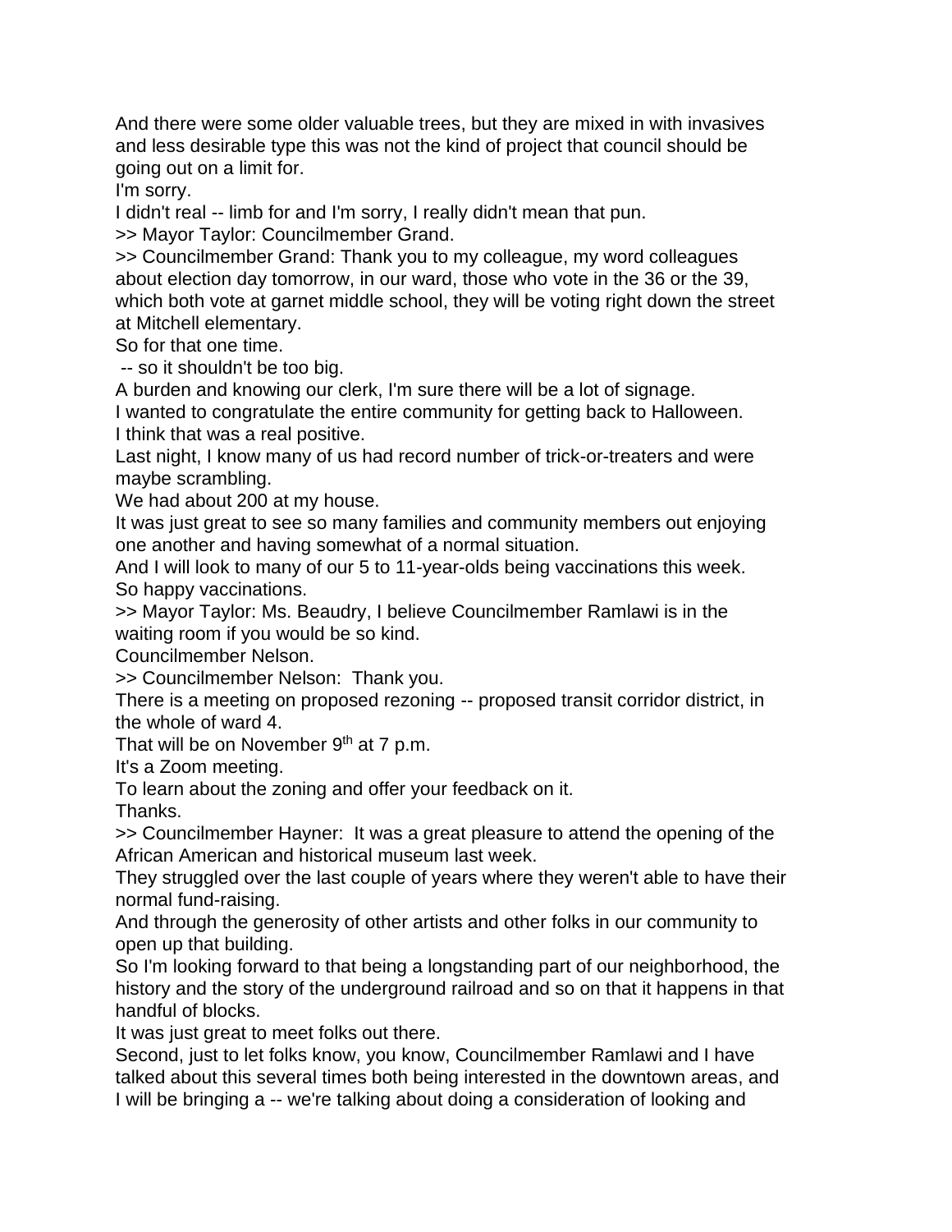And there were some older valuable trees, but they are mixed in with invasives and less desirable type this was not the kind of project that council should be going out on a limit for.

I'm sorry.

I didn't real -- limb for and I'm sorry, I really didn't mean that pun.

>> Mayor Taylor: Councilmember Grand.

>> Councilmember Grand: Thank you to my colleague, my word colleagues about election day tomorrow, in our ward, those who vote in the 36 or the 39, which both vote at garnet middle school, they will be voting right down the street at Mitchell elementary.

So for that one time.

-- so it shouldn't be too big.

A burden and knowing our clerk, I'm sure there will be a lot of signage.

I wanted to congratulate the entire community for getting back to Halloween.

I think that was a real positive.

Last night, I know many of us had record number of trick-or-treaters and were maybe scrambling.

We had about 200 at my house.

It was just great to see so many families and community members out enjoying one another and having somewhat of a normal situation.

And I will look to many of our 5 to 11-year-olds being vaccinations this week.

So happy vaccinations.

>> Mayor Taylor: Ms. Beaudry, I believe Councilmember Ramlawi is in the waiting room if you would be so kind.

Councilmember Nelson.

>> Councilmember Nelson: Thank you.

There is a meeting on proposed rezoning -- proposed transit corridor district, in the whole of ward 4.

That will be on November 9th at 7 p.m.

It's a Zoom meeting.

To learn about the zoning and offer your feedback on it.

Thanks.

>> Councilmember Hayner: It was a great pleasure to attend the opening of the African American and historical museum last week.

They struggled over the last couple of years where they weren't able to have their normal fund-raising.

And through the generosity of other artists and other folks in our community to open up that building.

So I'm looking forward to that being a longstanding part of our neighborhood, the history and the story of the underground railroad and so on that it happens in that handful of blocks.

It was just great to meet folks out there.

Second, just to let folks know, you know, Councilmember Ramlawi and I have talked about this several times both being interested in the downtown areas, and I will be bringing a -- we're talking about doing a consideration of looking and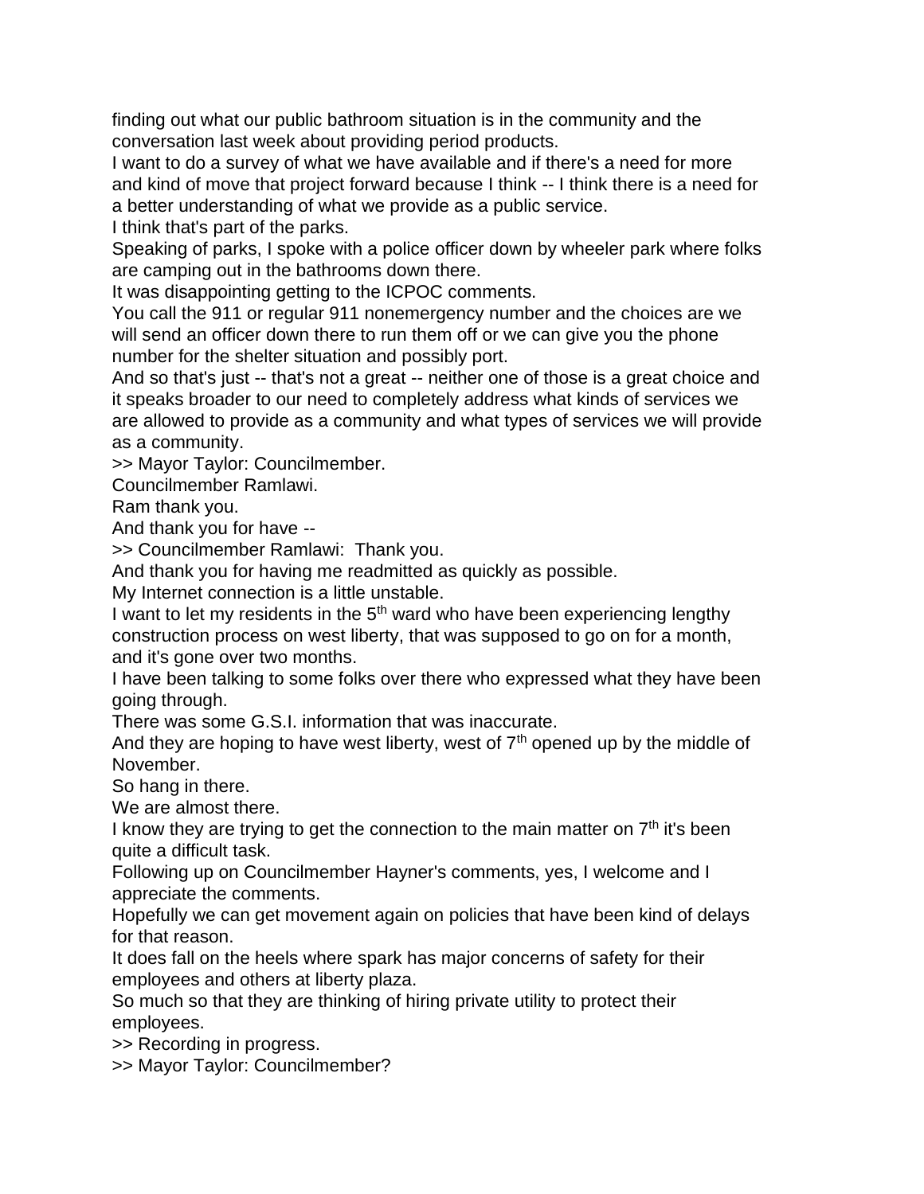finding out what our public bathroom situation is in the community and the conversation last week about providing period products.

I want to do a survey of what we have available and if there's a need for more and kind of move that project forward because I think -- I think there is a need for a better understanding of what we provide as a public service.

I think that's part of the parks.

Speaking of parks, I spoke with a police officer down by wheeler park where folks are camping out in the bathrooms down there.

It was disappointing getting to the ICPOC comments.

You call the 911 or regular 911 nonemergency number and the choices are we will send an officer down there to run them off or we can give you the phone number for the shelter situation and possibly port.

And so that's just -- that's not a great -- neither one of those is a great choice and it speaks broader to our need to completely address what kinds of services we are allowed to provide as a community and what types of services we will provide as a community.

>> Mayor Taylor: Councilmember.

Councilmember Ramlawi.

Ram thank you.

And thank you for have --

>> Councilmember Ramlawi: Thank you.

And thank you for having me readmitted as quickly as possible.

My Internet connection is a little unstable.

I want to let my residents in the 5th ward who have been experiencing lengthy construction process on west liberty, that was supposed to go on for a month, and it's gone over two months.

I have been talking to some folks over there who expressed what they have been going through.

There was some G.S.I. information that was inaccurate.

And they are hoping to have west liberty, west of 7th opened up by the middle of November.

So hang in there.

We are almost there.

I know they are trying to get the connection to the main matter on 7th it's been quite a difficult task.

Following up on Councilmember Hayner's comments, yes, I welcome and I appreciate the comments.

Hopefully we can get movement again on policies that have been kind of delays for that reason.

It does fall on the heels where spark has major concerns of safety for their employees and others at liberty plaza.

So much so that they are thinking of hiring private utility to protect their employees.

>> Recording in progress.

>> Mayor Taylor: Councilmember?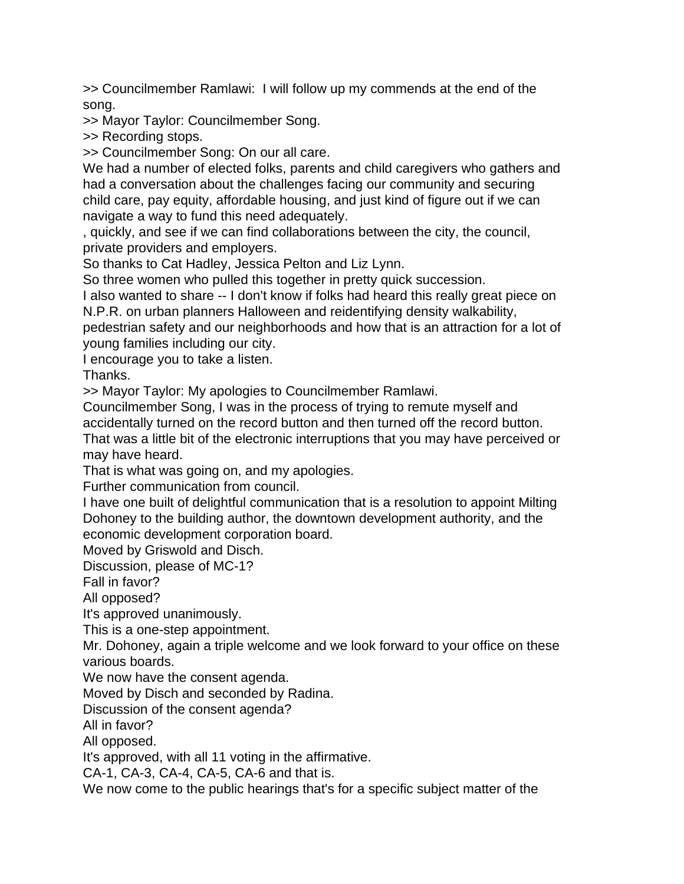>> Councilmember Ramlawi: I will follow up my commends at the end of the song.
>> Mayor Taylor: Councilmember Song.
>> Recording stops.
>> Councilmember Song: On our all care.
We had a number of elected folks, parents and child caregivers who gathers and had a conversation about the challenges facing our community and securing child care, pay equity, affordable housing, and just kind of figure out if we can navigate a way to fund this need adequately.
, quickly, and see if we can find collaborations between the city, the council, private providers and employers.
So thanks to Cat Hadley, Jessica Pelton and Liz Lynn.
So three women who pulled this together in pretty quick succession.
I also wanted to share -- I don't know if folks had heard this really great piece on N.P.R. on urban planners Halloween and reidentifying density walkability, pedestrian safety and our neighborhoods and how that is an attraction for a lot of young families including our city.
I encourage you to take a listen.
Thanks.
>> Mayor Taylor: My apologies to Councilmember Ramlawi.
Councilmember Song, I was in the process of trying to remute myself and accidentally turned on the record button and then turned off the record button.
That was a little bit of the electronic interruptions that you may have perceived or may have heard.
That is what was going on, and my apologies.
Further communication from council.
I have one built of delightful communication that is a resolution to appoint Milting Dohoney to the building author, the downtown development authority, and the economic development corporation board.
Moved by Griswold and Disch.
Discussion, please of MC-1?
Fall in favor?
All opposed?
It's approved unanimously.
This is a one-step appointment.
Mr. Dohoney, again a triple welcome and we look forward to your office on these various boards.
We now have the consent agenda.
Moved by Disch and seconded by Radina.
Discussion of the consent agenda?
All in favor?
All opposed.
It's approved, with all 11 voting in the affirmative.
CA-1, CA-3, CA-4, CA-5, CA-6 and that is.
We now come to the public hearings that's for a specific subject matter of the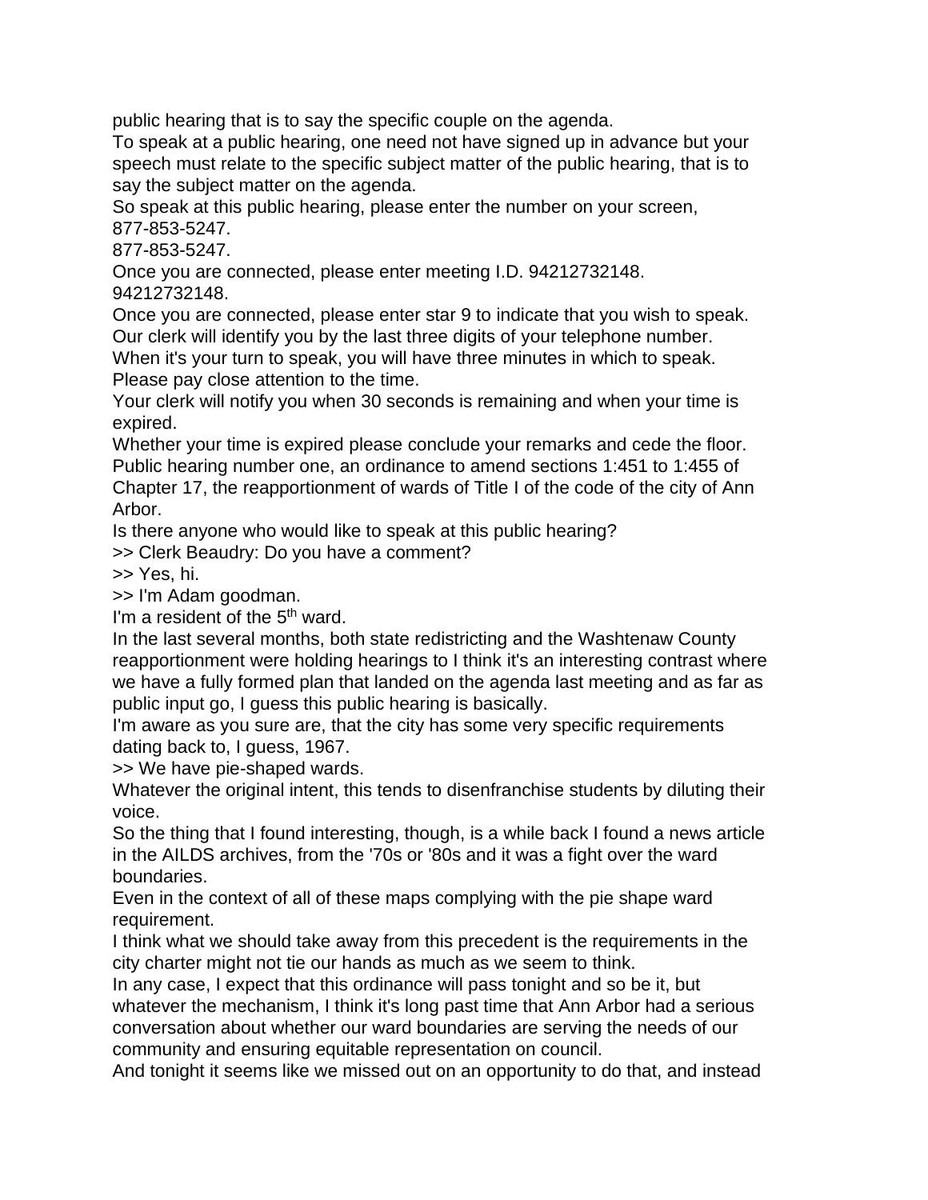public hearing that is to say the specific couple on the agenda.

To speak at a public hearing, one need not have signed up in advance but your speech must relate to the specific subject matter of the public hearing, that is to say the subject matter on the agenda.

So speak at this public hearing, please enter the number on your screen, 877-853-5247.

877-853-5247.

Once you are connected, please enter meeting I.D. 94212732148.

94212732148.

Once you are connected, please enter star 9 to indicate that you wish to speak.

Our clerk will identify you by the last three digits of your telephone number.

When it's your turn to speak, you will have three minutes in which to speak.

Please pay close attention to the time.

Your clerk will notify you when 30 seconds is remaining and when your time is expired.

Whether your time is expired please conclude your remarks and cede the floor.

Public hearing number one, an ordinance to amend sections 1:451 to 1:455 of Chapter 17, the reapportionment of wards of Title I of the code of the city of Ann Arbor.

Is there anyone who would like to speak at this public hearing?

>> Clerk Beaudry: Do you have a comment?

>> Yes, hi.

>> I'm Adam goodman.

I'm a resident of the 5th ward.

In the last several months, both state redistricting and the Washtenaw County reapportionment were holding hearings to I think it's an interesting contrast where we have a fully formed plan that landed on the agenda last meeting and as far as public input go, I guess this public hearing is basically.

I'm aware as you sure are, that the city has some very specific requirements dating back to, I guess, 1967.

>> We have pie-shaped wards.

Whatever the original intent, this tends to disenfranchise students by diluting their voice.

So the thing that I found interesting, though, is a while back I found a news article in the AILDS archives, from the '70s or '80s and it was a fight over the ward boundaries.

Even in the context of all of these maps complying with the pie shape ward requirement.

I think what we should take away from this precedent is the requirements in the city charter might not tie our hands as much as we seem to think.

In any case, I expect that this ordinance will pass tonight and so be it, but whatever the mechanism, I think it's long past time that Ann Arbor had a serious conversation about whether our ward boundaries are serving the needs of our community and ensuring equitable representation on council.

And tonight it seems like we missed out on an opportunity to do that, and instead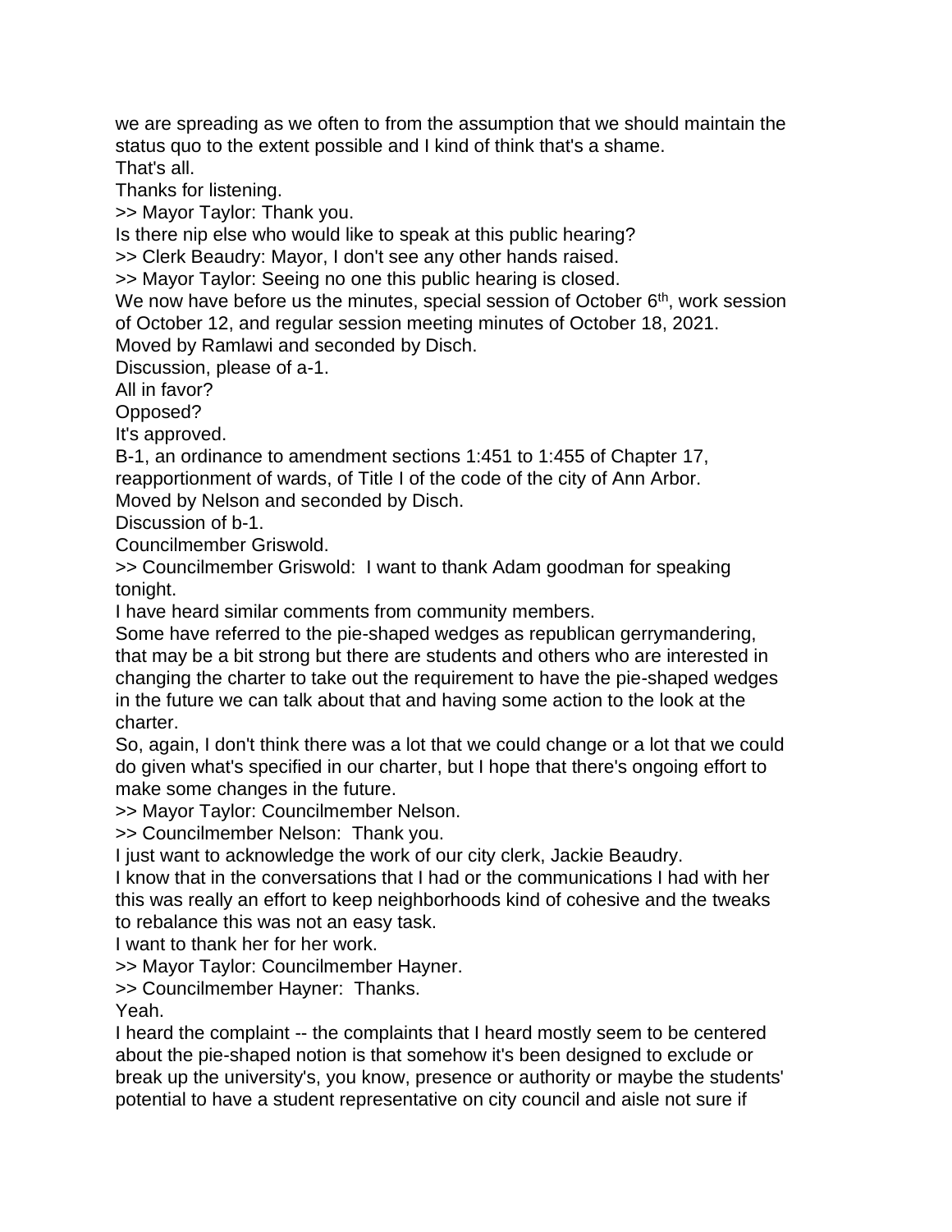we are spreading as we often to from the assumption that we should maintain the status quo to the extent possible and I kind of think that's a shame.
That's all.
Thanks for listening.
>> Mayor Taylor: Thank you.
Is there nip else who would like to speak at this public hearing?
>> Clerk Beaudry: Mayor, I don't see any other hands raised.
>> Mayor Taylor: Seeing no one this public hearing is closed.
We now have before us the minutes, special session of October 6th, work session of October 12, and regular session meeting minutes of October 18, 2021.
Moved by Ramlawi and seconded by Disch.
Discussion, please of a-1.
All in favor?
Opposed?
It's approved.
B-1, an ordinance to amendment sections 1:451 to 1:455 of Chapter 17, reapportionment of wards, of Title I of the code of the city of Ann Arbor.
Moved by Nelson and seconded by Disch.
Discussion of b-1.
Councilmember Griswold.
>> Councilmember Griswold: I want to thank Adam goodman for speaking tonight.
I have heard similar comments from community members.
Some have referred to the pie-shaped wedges as republican gerrymandering, that may be a bit strong but there are students and others who are interested in changing the charter to take out the requirement to have the pie-shaped wedges in the future we can talk about that and having some action to the look at the charter.
So, again, I don't think there was a lot that we could change or a lot that we could do given what's specified in our charter, but I hope that there's ongoing effort to make some changes in the future.
>> Mayor Taylor: Councilmember Nelson.
>> Councilmember Nelson: Thank you.
I just want to acknowledge the work of our city clerk, Jackie Beaudry.
I know that in the conversations that I had or the communications I had with her this was really an effort to keep neighborhoods kind of cohesive and the tweaks to rebalance this was not an easy task.
I want to thank her for her work.
>> Mayor Taylor: Councilmember Hayner.
>> Councilmember Hayner: Thanks.
Yeah.
I heard the complaint -- the complaints that I heard mostly seem to be centered about the pie-shaped notion is that somehow it's been designed to exclude or break up the university's, you know, presence or authority or maybe the students' potential to have a student representative on city council and aisle not sure if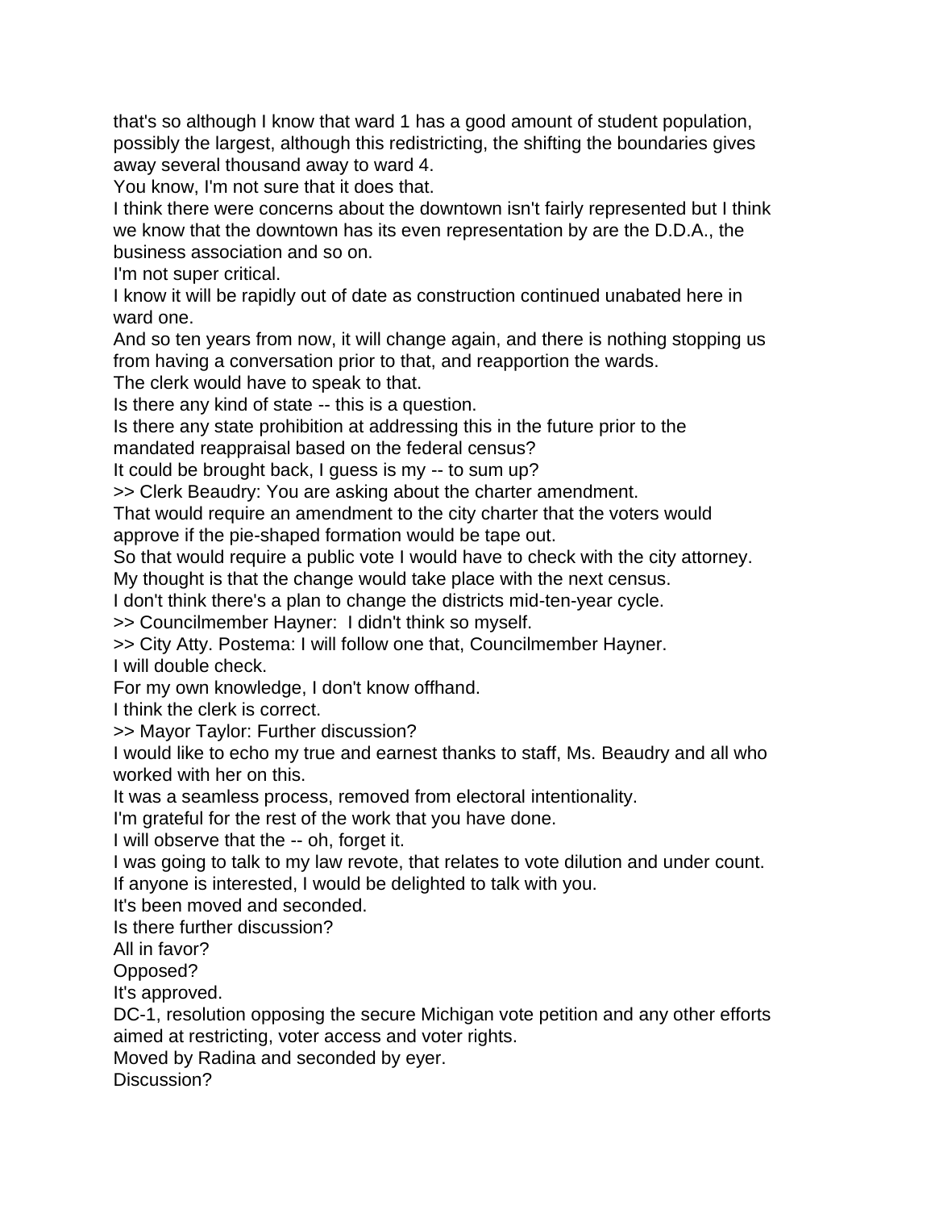that's so although I know that ward 1 has a good amount of student population, possibly the largest, although this redistricting, the shifting the boundaries gives away several thousand away to ward 4.

You know, I'm not sure that it does that.

I think there were concerns about the downtown isn't fairly represented but I think we know that the downtown has its even representation by are the D.D.A., the business association and so on.

I'm not super critical.

I know it will be rapidly out of date as construction continued unabated here in ward one.

And so ten years from now, it will change again, and there is nothing stopping us from having a conversation prior to that, and reapportion the wards.

The clerk would have to speak to that.

Is there any kind of state -- this is a question.

Is there any state prohibition at addressing this in the future prior to the mandated reappraisal based on the federal census?

It could be brought back, I guess is my -- to sum up?

>> Clerk Beaudry: You are asking about the charter amendment.

That would require an amendment to the city charter that the voters would approve if the pie-shaped formation would be tape out.

So that would require a public vote I would have to check with the city attorney.

My thought is that the change would take place with the next census.

I don't think there's a plan to change the districts mid-ten-year cycle.

>> Councilmember Hayner: I didn't think so myself.

>> City Atty. Postema: I will follow one that, Councilmember Hayner.

I will double check.

For my own knowledge, I don't know offhand.

I think the clerk is correct.

>> Mayor Taylor: Further discussion?

I would like to echo my true and earnest thanks to staff, Ms. Beaudry and all who worked with her on this.

It was a seamless process, removed from electoral intentionality.

I'm grateful for the rest of the work that you have done.

I will observe that the -- oh, forget it.

I was going to talk to my law revote, that relates to vote dilution and under count.

If anyone is interested, I would be delighted to talk with you.

It's been moved and seconded.

Is there further discussion?

All in favor?

Opposed?

It's approved.

DC-1, resolution opposing the secure Michigan vote petition and any other efforts aimed at restricting, voter access and voter rights.

Moved by Radina and seconded by eyer.

Discussion?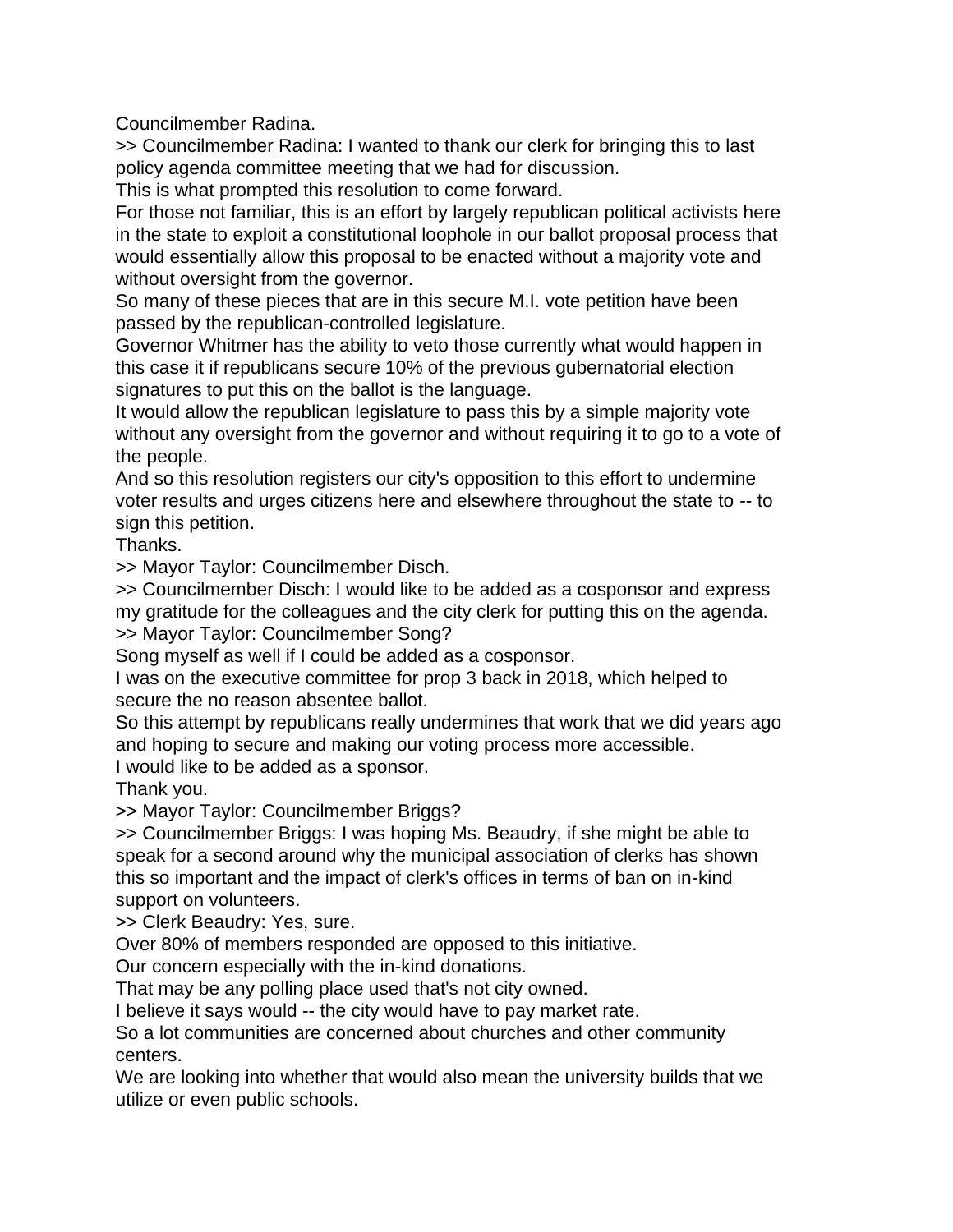Councilmember Radina.

>> Councilmember Radina: I wanted to thank our clerk for bringing this to last policy agenda committee meeting that we had for discussion.

This is what prompted this resolution to come forward.

For those not familiar, this is an effort by largely republican political activists here in the state to exploit a constitutional loophole in our ballot proposal process that would essentially allow this proposal to be enacted without a majority vote and without oversight from the governor.

So many of these pieces that are in this secure M.I. vote petition have been passed by the republican-controlled legislature.

Governor Whitmer has the ability to veto those currently what would happen in this case it if republicans secure 10% of the previous gubernatorial election signatures to put this on the ballot is the language.

It would allow the republican legislature to pass this by a simple majority vote without any oversight from the governor and without requiring it to go to a vote of the people.

And so this resolution registers our city's opposition to this effort to undermine voter results and urges citizens here and elsewhere throughout the state to -- to sign this petition.

Thanks.

>> Mayor Taylor: Councilmember Disch.

>> Councilmember Disch: I would like to be added as a cosponsor and express my gratitude for the colleagues and the city clerk for putting this on the agenda.

>> Mayor Taylor: Councilmember Song?

Song myself as well if I could be added as a cosponsor.

I was on the executive committee for prop 3 back in 2018, which helped to secure the no reason absentee ballot.

So this attempt by republicans really undermines that work that we did years ago and hoping to secure and making our voting process more accessible.

I would like to be added as a sponsor.

Thank you.

>> Mayor Taylor: Councilmember Briggs?

>> Councilmember Briggs: I was hoping Ms. Beaudry, if she might be able to speak for a second around why the municipal association of clerks has shown this so important and the impact of clerk's offices in terms of ban on in-kind support on volunteers.

>> Clerk Beaudry: Yes, sure.

Over 80% of members responded are opposed to this initiative.

Our concern especially with the in-kind donations.

That may be any polling place used that's not city owned.

I believe it says would -- the city would have to pay market rate.

So a lot communities are concerned about churches and other community centers.

We are looking into whether that would also mean the university builds that we utilize or even public schools.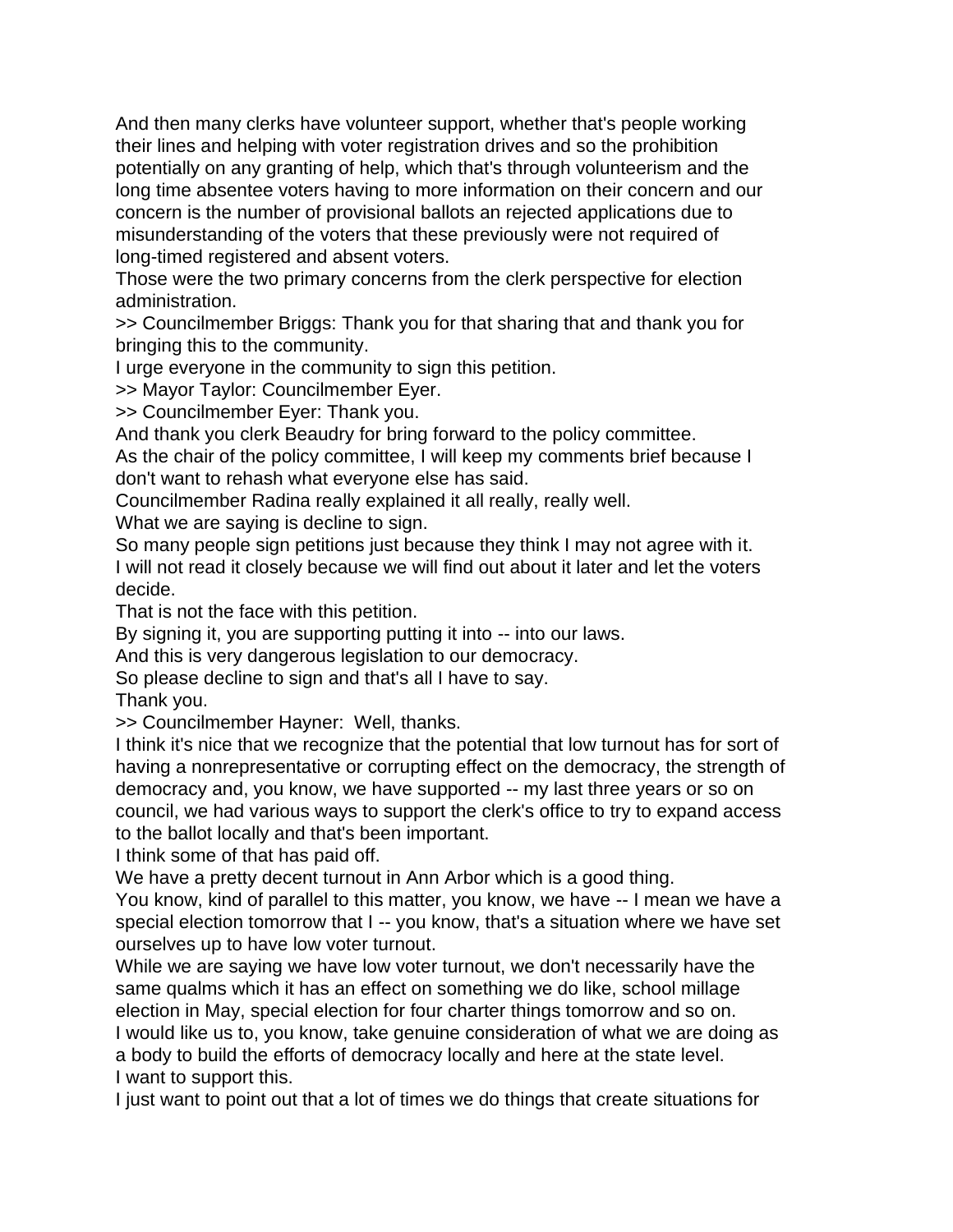And then many clerks have volunteer support, whether that's people working their lines and helping with voter registration drives and so the prohibition potentially on any granting of help, which that's through volunteerism and the long time absentee voters having to more information on their concern and our concern is the number of provisional ballots an rejected applications due to misunderstanding of the voters that these previously were not required of long-timed registered and absent voters.

Those were the two primary concerns from the clerk perspective for election administration.

>> Councilmember Briggs: Thank you for that sharing that and thank you for bringing this to the community.

I urge everyone in the community to sign this petition.

>> Mayor Taylor: Councilmember Eyer.

>> Councilmember Eyer: Thank you.

And thank you clerk Beaudry for bring forward to the policy committee.

As the chair of the policy committee, I will keep my comments brief because I don't want to rehash what everyone else has said.

Councilmember Radina really explained it all really, really well.

What we are saying is decline to sign.

So many people sign petitions just because they think I may not agree with it. I will not read it closely because we will find out about it later and let the voters decide.

That is not the face with this petition.

By signing it, you are supporting putting it into -- into our laws.

And this is very dangerous legislation to our democracy.

So please decline to sign and that's all I have to say.

Thank you.

>> Councilmember Hayner: Well, thanks.

I think it's nice that we recognize that the potential that low turnout has for sort of having a nonrepresentative or corrupting effect on the democracy, the strength of democracy and, you know, we have supported -- my last three years or so on council, we had various ways to support the clerk's office to try to expand access to the ballot locally and that's been important.

I think some of that has paid off.

We have a pretty decent turnout in Ann Arbor which is a good thing.

You know, kind of parallel to this matter, you know, we have -- I mean we have a special election tomorrow that I -- you know, that's a situation where we have set ourselves up to have low voter turnout.

While we are saying we have low voter turnout, we don't necessarily have the same qualms which it has an effect on something we do like, school millage election in May, special election for four charter things tomorrow and so on.

I would like us to, you know, take genuine consideration of what we are doing as a body to build the efforts of democracy locally and here at the state level.

I want to support this.

I just want to point out that a lot of times we do things that create situations for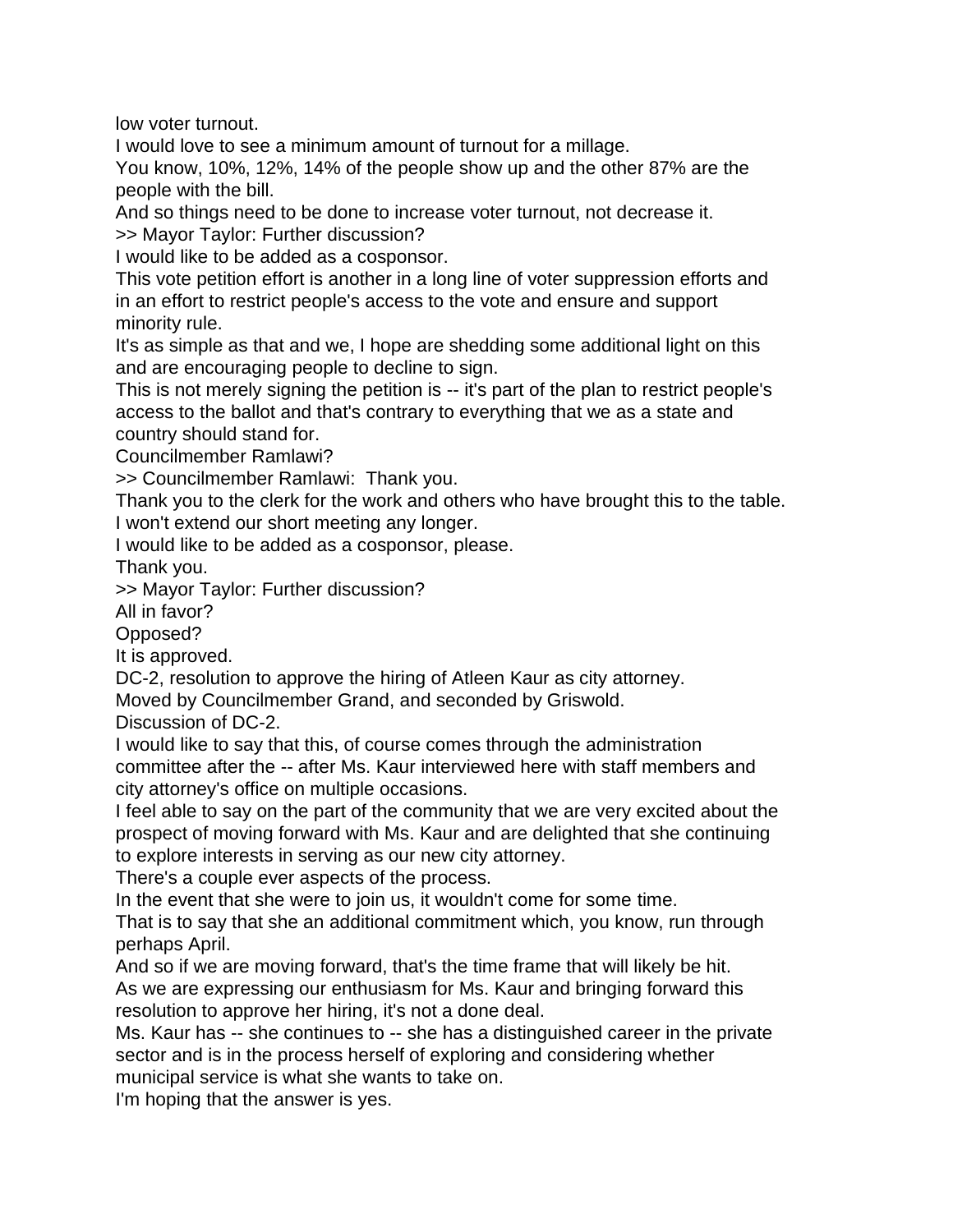low voter turnout.
I would love to see a minimum amount of turnout for a millage.
You know, 10%, 12%, 14% of the people show up and the other 87% are the people with the bill.
And so things need to be done to increase voter turnout, not decrease it.
>> Mayor Taylor: Further discussion?
I would like to be added as a cosponsor.
This vote petition effort is another in a long line of voter suppression efforts and in an effort to restrict people's access to the vote and ensure and support minority rule.
It's as simple as that and we, I hope are shedding some additional light on this and are encouraging people to decline to sign.
This is not merely signing the petition is -- it's part of the plan to restrict people's access to the ballot and that's contrary to everything that we as a state and country should stand for.
Councilmember Ramlawi?
>> Councilmember Ramlawi: Thank you.
Thank you to the clerk for the work and others who have brought this to the table.
I won't extend our short meeting any longer.
I would like to be added as a cosponsor, please.
Thank you.
>> Mayor Taylor: Further discussion?
All in favor?
Opposed?
It is approved.
DC-2, resolution to approve the hiring of Atleen Kaur as city attorney.
Moved by Councilmember Grand, and seconded by Griswold.
Discussion of DC-2.
I would like to say that this, of course comes through the administration committee after the -- after Ms. Kaur interviewed here with staff members and city attorney's office on multiple occasions.
I feel able to say on the part of the community that we are very excited about the prospect of moving forward with Ms. Kaur and are delighted that she continuing to explore interests in serving as our new city attorney.
There's a couple ever aspects of the process.
In the event that she were to join us, it wouldn't come for some time.
That is to say that she an additional commitment which, you know, run through perhaps April.
And so if we are moving forward, that's the time frame that will likely be hit.
As we are expressing our enthusiasm for Ms. Kaur and bringing forward this resolution to approve her hiring, it's not a done deal.
Ms. Kaur has -- she continues to -- she has a distinguished career in the private sector and is in the process herself of exploring and considering whether municipal service is what she wants to take on.
I'm hoping that the answer is yes.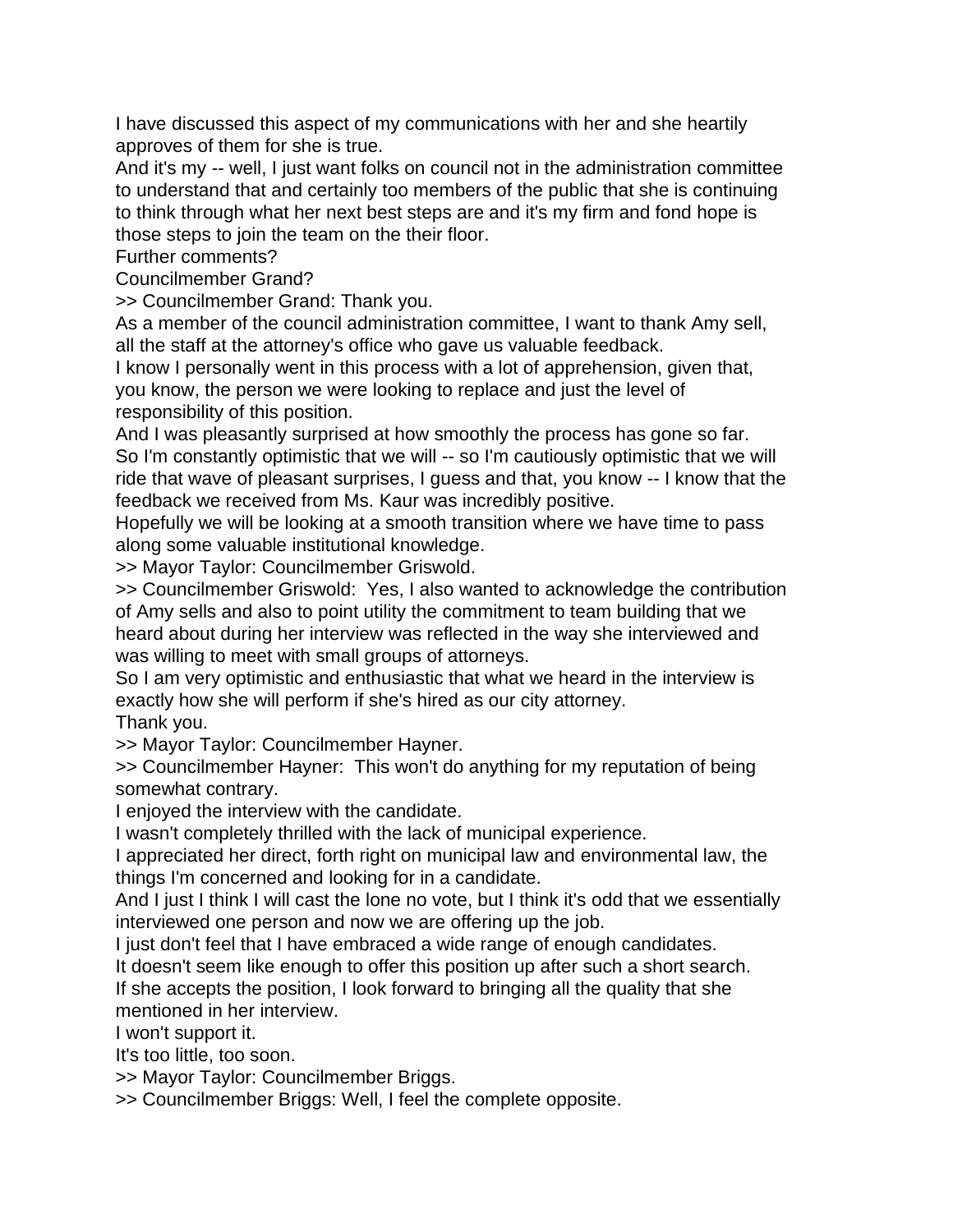I have discussed this aspect of my communications with her and she heartily approves of them for she is true.
And it's my -- well, I just want folks on council not in the administration committee to understand that and certainly too members of the public that she is continuing to think through what her next best steps are and it's my firm and fond hope is those steps to join the team on the their floor.
Further comments?
Councilmember Grand?
>> Councilmember Grand: Thank you.
As a member of the council administration committee, I want to thank Amy sell, all the staff at the attorney's office who gave us valuable feedback.
I know I personally went in this process with a lot of apprehension, given that, you know, the person we were looking to replace and just the level of responsibility of this position.
And I was pleasantly surprised at how smoothly the process has gone so far.
So I'm constantly optimistic that we will -- so I'm cautiously optimistic that we will ride that wave of pleasant surprises, I guess and that, you know -- I know that the feedback we received from Ms. Kaur was incredibly positive.
Hopefully we will be looking at a smooth transition where we have time to pass along some valuable institutional knowledge.
>> Mayor Taylor: Councilmember Griswold.
>> Councilmember Griswold: Yes, I also wanted to acknowledge the contribution of Amy sells and also to point utility the commitment to team building that we heard about during her interview was reflected in the way she interviewed and was willing to meet with small groups of attorneys.
So I am very optimistic and enthusiastic that what we heard in the interview is exactly how she will perform if she's hired as our city attorney.
Thank you.
>> Mayor Taylor: Councilmember Hayner.
>> Councilmember Hayner: This won't do anything for my reputation of being somewhat contrary.
I enjoyed the interview with the candidate.
I wasn't completely thrilled with the lack of municipal experience.
I appreciated her direct, forth right on municipal law and environmental law, the things I'm concerned and looking for in a candidate.
And I just I think I will cast the lone no vote, but I think it's odd that we essentially interviewed one person and now we are offering up the job.
I just don't feel that I have embraced a wide range of enough candidates.
It doesn't seem like enough to offer this position up after such a short search.
If she accepts the position, I look forward to bringing all the quality that she mentioned in her interview.
I won't support it.
It's too little, too soon.
>> Mayor Taylor: Councilmember Briggs.
>> Councilmember Briggs: Well, I feel the complete opposite.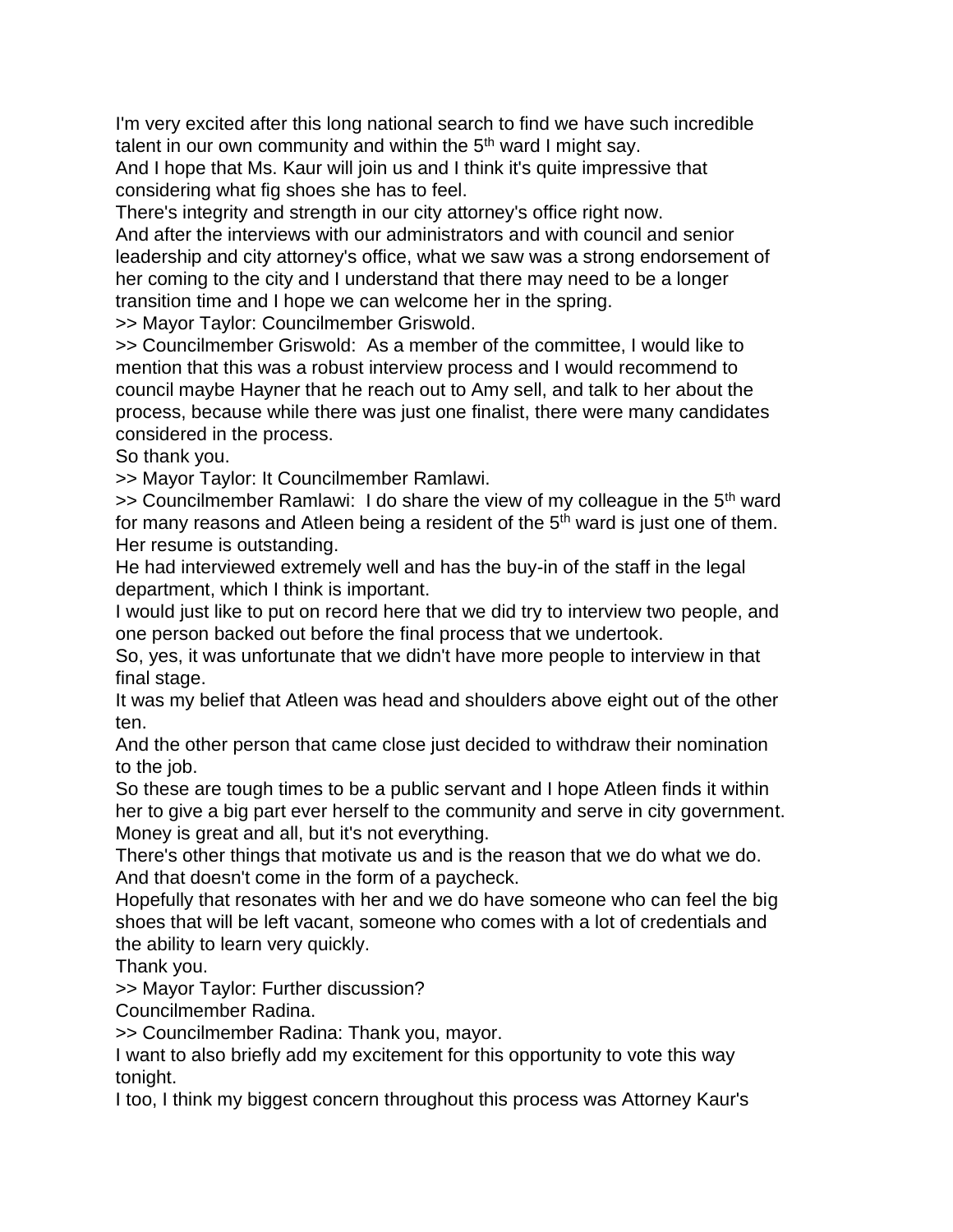I'm very excited after this long national search to find we have such incredible talent in our own community and within the 5th ward I might say.

And I hope that Ms. Kaur will join us and I think it's quite impressive that considering what fig shoes she has to feel.

There's integrity and strength in our city attorney's office right now.

And after the interviews with our administrators and with council and senior leadership and city attorney's office, what we saw was a strong endorsement of her coming to the city and I understand that there may need to be a longer transition time and I hope we can welcome her in the spring.

>> Mayor Taylor: Councilmember Griswold.

>> Councilmember Griswold: As a member of the committee, I would like to mention that this was a robust interview process and I would recommend to council maybe Hayner that he reach out to Amy sell, and talk to her about the process, because while there was just one finalist, there were many candidates considered in the process.

So thank you.

>> Mayor Taylor: It Councilmember Ramlawi.

>> Councilmember Ramlawi: I do share the view of my colleague in the 5th ward for many reasons and Atleen being a resident of the 5th ward is just one of them.

Her resume is outstanding.

He had interviewed extremely well and has the buy-in of the staff in the legal department, which I think is important.

I would just like to put on record here that we did try to interview two people, and one person backed out before the final process that we undertook.

So, yes, it was unfortunate that we didn't have more people to interview in that final stage.

It was my belief that Atleen was head and shoulders above eight out of the other ten.

And the other person that came close just decided to withdraw their nomination to the job.

So these are tough times to be a public servant and I hope Atleen finds it within her to give a big part ever herself to the community and serve in city government.

Money is great and all, but it's not everything.

There's other things that motivate us and is the reason that we do what we do.

And that doesn't come in the form of a paycheck.

Hopefully that resonates with her and we do have someone who can feel the big shoes that will be left vacant, someone who comes with a lot of credentials and the ability to learn very quickly.

Thank you.

>> Mayor Taylor: Further discussion?

Councilmember Radina.

>> Councilmember Radina: Thank you, mayor.

I want to also briefly add my excitement for this opportunity to vote this way tonight.

I too, I think my biggest concern throughout this process was Attorney Kaur's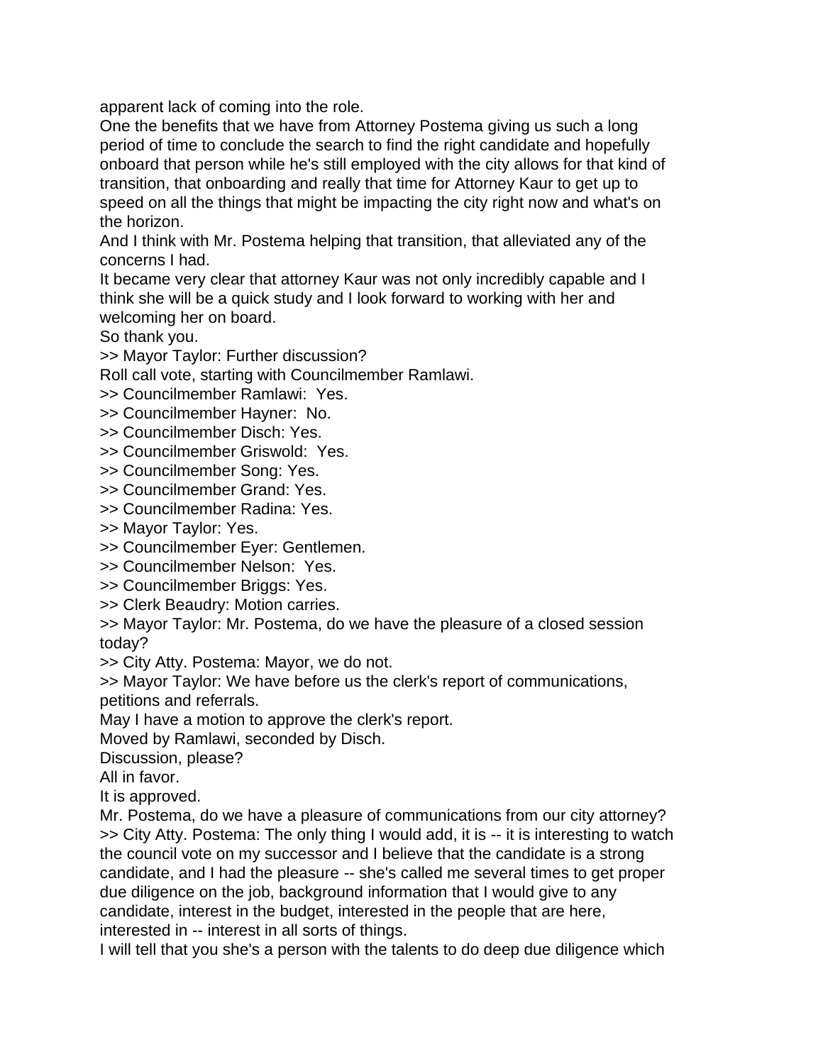apparent lack of coming into the role.
One the benefits that we have from Attorney Postema giving us such a long period of time to conclude the search to find the right candidate and hopefully onboard that person while he's still employed with the city allows for that kind of transition, that onboarding and really that time for Attorney Kaur to get up to speed on all the things that might be impacting the city right now and what's on the horizon.
And I think with Mr. Postema helping that transition, that alleviated any of the concerns I had.
It became very clear that attorney Kaur was not only incredibly capable and I think she will be a quick study and I look forward to working with her and welcoming her on board.
So thank you.
>> Mayor Taylor: Further discussion?
Roll call vote, starting with Councilmember Ramlawi.
>> Councilmember Ramlawi:  Yes.
>> Councilmember Hayner:  No.
>> Councilmember Disch: Yes.
>> Councilmember Griswold:  Yes.
>> Councilmember Song: Yes.
>> Councilmember Grand: Yes.
>> Councilmember Radina: Yes.
>> Mayor Taylor: Yes.
>> Councilmember Eyer: Gentlemen.
>> Councilmember Nelson:  Yes.
>> Councilmember Briggs: Yes.
>> Clerk Beaudry: Motion carries.
>> Mayor Taylor: Mr. Postema, do we have the pleasure of a closed session today?
>> City Atty. Postema: Mayor, we do not.
>> Mayor Taylor: We have before us the clerk's report of communications, petitions and referrals.
May I have a motion to approve the clerk's report.
Moved by Ramlawi, seconded by Disch.
Discussion, please?
All in favor.
It is approved.
Mr. Postema, do we have a pleasure of communications from our city attorney?
>> City Atty. Postema: The only thing I would add, it is -- it is interesting to watch the council vote on my successor and I believe that the candidate is a strong candidate, and I had the pleasure -- she's called me several times to get proper due diligence on the job, background information that I would give to any candidate, interest in the budget, interested in the people that are here, interested in -- interest in all sorts of things.
I will tell that you she's a person with the talents to do deep due diligence which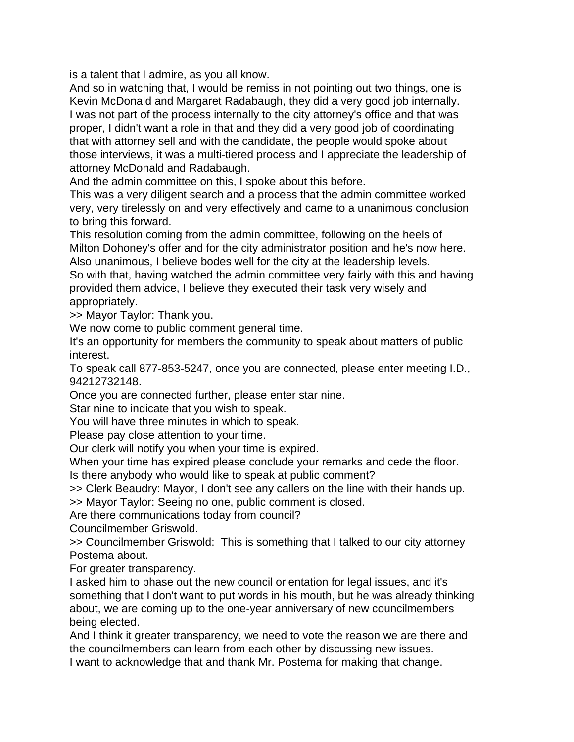is a talent that I admire, as you all know.

And so in watching that, I would be remiss in not pointing out two things, one is Kevin McDonald and Margaret Radabaugh, they did a very good job internally.

I was not part of the process internally to the city attorney's office and that was proper, I didn't want a role in that and they did a very good job of coordinating that with attorney sell and with the candidate, the people would spoke about those interviews, it was a multi-tiered process and I appreciate the leadership of attorney McDonald and Radabaugh.

And the admin committee on this, I spoke about this before.

This was a very diligent search and a process that the admin committee worked very, very tirelessly on and very effectively and came to a unanimous conclusion to bring this forward.

This resolution coming from the admin committee, following on the heels of Milton Dohoney's offer and for the city administrator position and he's now here.

Also unanimous, I believe bodes well for the city at the leadership levels.

So with that, having watched the admin committee very fairly with this and having provided them advice, I believe they executed their task very wisely and appropriately.

>> Mayor Taylor: Thank you.

We now come to public comment general time.

It's an opportunity for members the community to speak about matters of public interest.

To speak call 877-853-5247, once you are connected, please enter meeting I.D., 94212732148.

Once you are connected further, please enter star nine.

Star nine to indicate that you wish to speak.

You will have three minutes in which to speak.

Please pay close attention to your time.

Our clerk will notify you when your time is expired.

When your time has expired please conclude your remarks and cede the floor.

Is there anybody who would like to speak at public comment?

>> Clerk Beaudry: Mayor, I don't see any callers on the line with their hands up.

>> Mayor Taylor: Seeing no one, public comment is closed.

Are there communications today from council?

Councilmember Griswold.

>> Councilmember Griswold: This is something that I talked to our city attorney Postema about.

For greater transparency.

I asked him to phase out the new council orientation for legal issues, and it's something that I don't want to put words in his mouth, but he was already thinking about, we are coming up to the one-year anniversary of new councilmembers being elected.

And I think it greater transparency, we need to vote the reason we are there and the councilmembers can learn from each other by discussing new issues.

I want to acknowledge that and thank Mr. Postema for making that change.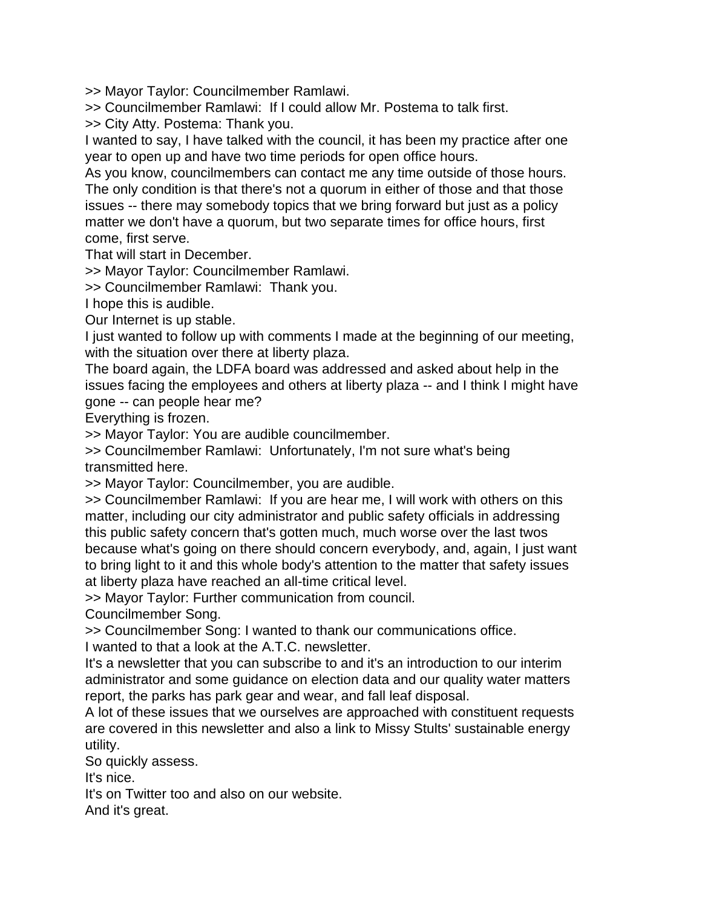>> Mayor Taylor: Councilmember Ramlawi.
>> Councilmember Ramlawi:  If I could allow Mr. Postema to talk first.
>> City Atty. Postema: Thank you.
I wanted to say, I have talked with the council, it has been my practice after one year to open up and have two time periods for open office hours.
As you know, councilmembers can contact me any time outside of those hours.
The only condition is that there's not a quorum in either of those and that those issues -- there may somebody topics that we bring forward but just as a policy matter we don't have a quorum, but two separate times for office hours, first come, first serve.
That will start in December.
>> Mayor Taylor: Councilmember Ramlawi.
>> Councilmember Ramlawi:  Thank you.
I hope this is audible.
Our Internet is up stable.
I just wanted to follow up with comments I made at the beginning of our meeting, with the situation over there at liberty plaza.
The board again, the LDFA board was addressed and asked about help in the issues facing the employees and others at liberty plaza -- and I think I might have gone -- can people hear me?
Everything is frozen.
>> Mayor Taylor: You are audible councilmember.
>> Councilmember Ramlawi:  Unfortunately, I'm not sure what's being transmitted here.
>> Mayor Taylor: Councilmember, you are audible.
>> Councilmember Ramlawi:  If you are hear me, I will work with others on this matter, including our city administrator and public safety officials in addressing this public safety concern that's gotten much, much worse over the last twos because what's going on there should concern everybody, and, again, I just want to bring light to it and this whole body's attention to the matter that safety issues at liberty plaza have reached an all-time critical level.
>> Mayor Taylor: Further communication from council.
Councilmember Song.
>> Councilmember Song: I wanted to thank our communications office.
I wanted to that a look at the A.T.C. newsletter.
It's a newsletter that you can subscribe to and it's an introduction to our interim administrator and some guidance on election data and our quality water matters report, the parks has park gear and wear, and fall leaf disposal.
A lot of these issues that we ourselves are approached with constituent requests are covered in this newsletter and also a link to Missy Stults' sustainable energy utility.
So quickly assess.
It's nice.
It's on Twitter too and also on our website.
And it's great.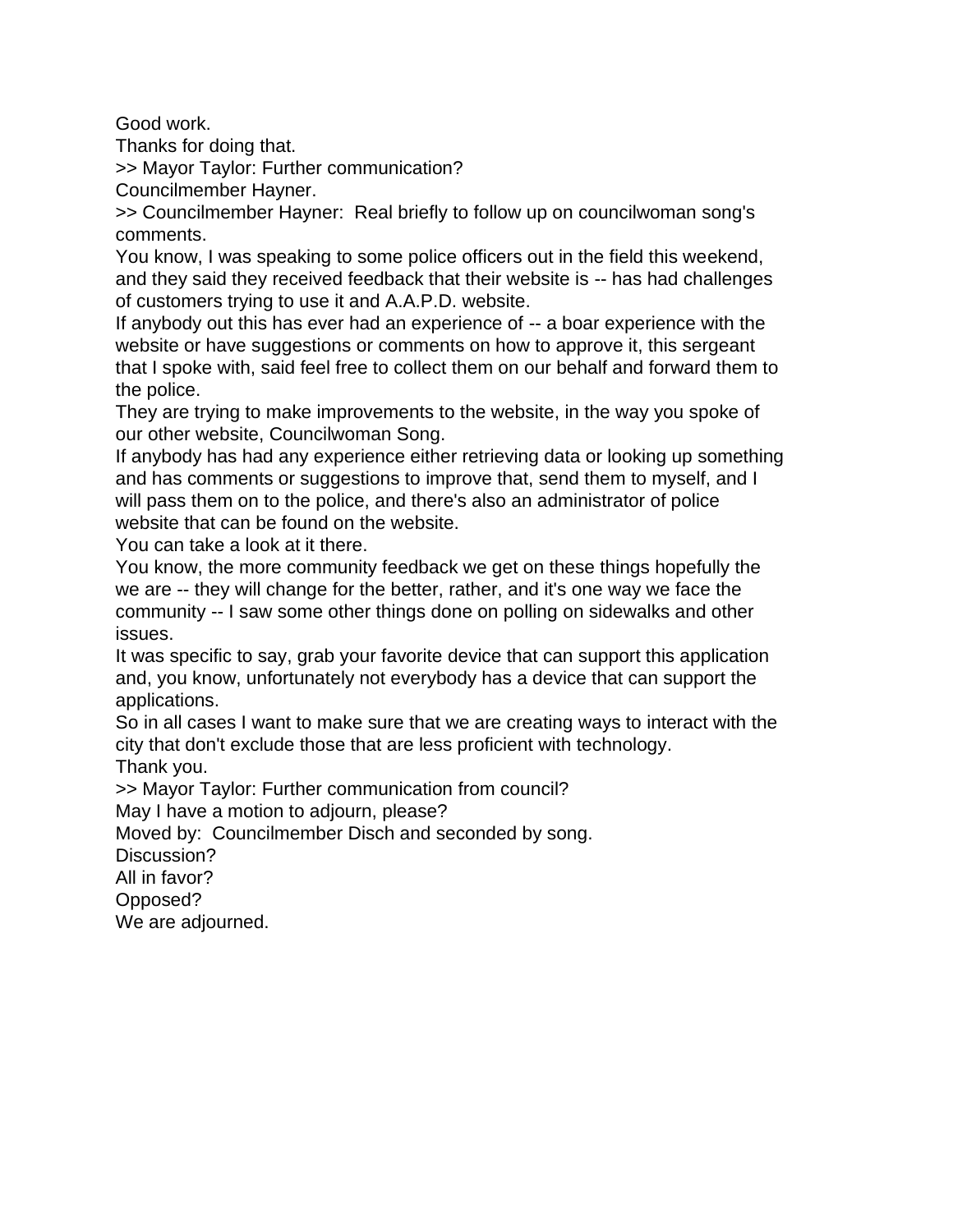Good work.

Thanks for doing that.

>> Mayor Taylor: Further communication?

Councilmember Hayner.

>> Councilmember Hayner:  Real briefly to follow up on councilwoman song's comments.

You know, I was speaking to some police officers out in the field this weekend, and they said they received feedback that their website is -- has had challenges of customers trying to use it and A.A.P.D. website.

If anybody out this has ever had an experience of -- a boar experience with the website or have suggestions or comments on how to approve it, this sergeant that I spoke with, said feel free to collect them on our behalf and forward them to the police.

They are trying to make improvements to the website, in the way you spoke of our other website, Councilwoman Song.

If anybody has had any experience either retrieving data or looking up something and has comments or suggestions to improve that, send them to myself, and I will pass them on to the police, and there's also an administrator of police website that can be found on the website.

You can take a look at it there.

You know, the more community feedback we get on these things hopefully the we are -- they will change for the better, rather, and it's one way we face the community -- I saw some other things done on polling on sidewalks and other issues.

It was specific to say, grab your favorite device that can support this application and, you know, unfortunately not everybody has a device that can support the applications.

So in all cases I want to make sure that we are creating ways to interact with the city that don't exclude those that are less proficient with technology.

Thank you.

>> Mayor Taylor: Further communication from council?

May I have a motion to adjourn, please?

Moved by:  Councilmember Disch and seconded by song.

Discussion?

All in favor?

Opposed?

We are adjourned.